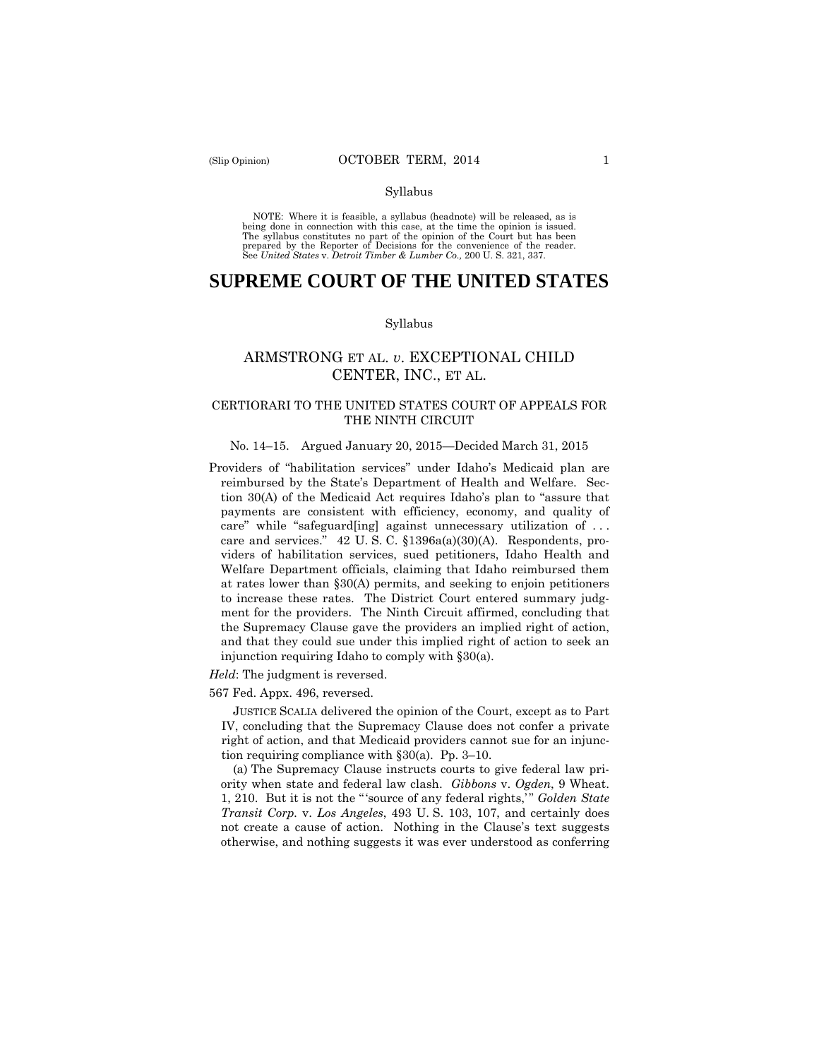Syllabus

NOTE: Where it is feasible, a syllabus (headnote) will be released, as is being done in connection with this case, at the time the opinion is issued. The syllabus constitutes no part of the opinion of the Court but has been prepared by the Reporter of Decisions for the convenience of the reader. See *United States* v. *Detroit Timber & Lumber Co.,* 200 U. S. 321, 337.

# SUPREME COURT OF THE UNITED STATES

Syllabus

## ARMSTRONG ET AL. *v*. EXCEPTIONAL CHILD CENTER, INC., ET AL.

### CERTIORARI TO THE UNITED STATES COURT OF APPEALS FOR THE NINTH CIRCUIT

No. 14–15. Argued January 20, 2015—Decided March 31, 2015

Providers of "habilitation services" under Idaho's Medicaid plan are reimbursed by the State's Department of Health and Welfare. Section 30(A) of the Medicaid Act requires Idaho's plan to "assure that payments are consistent with efficiency, economy, and quality of care" while "safeguard[ing] against unnecessary utilization of . . . care and services." 42 U. S. C. §1396a(a)(30)(A). Respondents, providers of habilitation services, sued petitioners, Idaho Health and Welfare Department officials, claiming that Idaho reimbursed them at rates lower than §30(A) permits, and seeking to enjoin petitioners to increase these rates. The District Court entered summary judgment for the providers. The Ninth Circuit affirmed, concluding that the Supremacy Clause gave the providers an implied right of action, and that they could sue under this implied right of action to seek an injunction requiring Idaho to comply with §30(a).

*Held*: The judgment is reversed.

567 Fed. Appx. 496, reversed.

JUSTICE SCALIA delivered the opinion of the Court, except as to Part IV, concluding that the Supremacy Clause does not confer a private right of action, and that Medicaid providers cannot sue for an injunction requiring compliance with §30(a). Pp. 3–10.

(a) The Supremacy Clause instructs courts to give federal law priority when state and federal law clash. *Gibbons* v. *Ogden*, 9 Wheat. 1, 210. But it is not the "'source of any federal rights,'" *Golden State Transit Corp.* v. *Los Angeles*, 493 U. S. 103, 107, and certainly does not create a cause of action. Nothing in the Clause's text suggests otherwise, and nothing suggests it was ever understood as conferring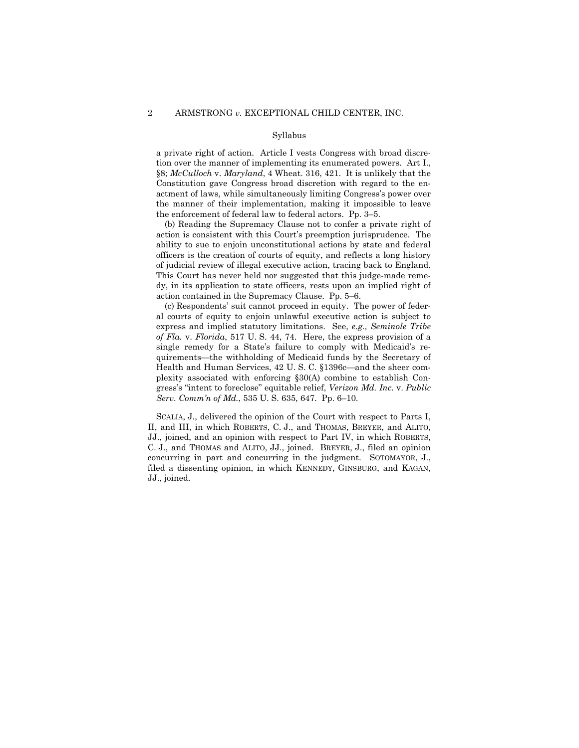Syllabus

a private right of action. Article I vests Congress with broad discretion over the manner of implementing its enumerated powers. Art I., §8; *McCulloch* v. *Maryland*, 4 Wheat. 316, 421. It is unlikely that the Constitution gave Congress broad discretion with regard to the enactment of laws, while simultaneously limiting Congress's power over the manner of their implementation, making it impossible to leave the enforcement of federal law to federal actors. Pp. 3–5.

(b) Reading the Supremacy Clause not to confer a private right of action is consistent with this Court's preemption jurisprudence. The ability to sue to enjoin unconstitutional actions by state and federal officers is the creation of courts of equity, and reflects a long history of judicial review of illegal executive action, tracing back to England. This Court has never held nor suggested that this judge-made remedy, in its application to state officers, rests upon an implied right of action contained in the Supremacy Clause. Pp. 5–6.

(c) Respondents' suit cannot proceed in equity. The power of federal courts of equity to enjoin unlawful executive action is subject to express and implied statutory limitations. See, *e.g., Seminole Tribe of Fla.* v. *Florida*, 517 U. S. 44, 74. Here, the express provision of a single remedy for a State's failure to comply with Medicaid's requirements—the withholding of Medicaid funds by the Secretary of Health and Human Services, 42 U. S. C. §1396c—and the sheer complexity associated with enforcing §30(A) combine to establish Congress's "intent to foreclose" equitable relief, *Verizon Md. Inc.* v. *Public Serv. Comm'n of Md.*, 535 U. S. 635, 647. Pp. 6–10.

SCALIA, J., delivered the opinion of the Court with respect to Parts I, II, and III, in which ROBERTS, C. J., and THOMAS, BREYER, and ALITO, JJ., joined, and an opinion with respect to Part IV, in which ROBERTS, C. J., and THOMAS and ALITO, JJ., joined. BREYER, J., filed an opinion concurring in part and concurring in the judgment. SOTOMAYOR, J., filed a dissenting opinion, in which KENNEDY, GINSBURG, and KAGAN, JJ., joined.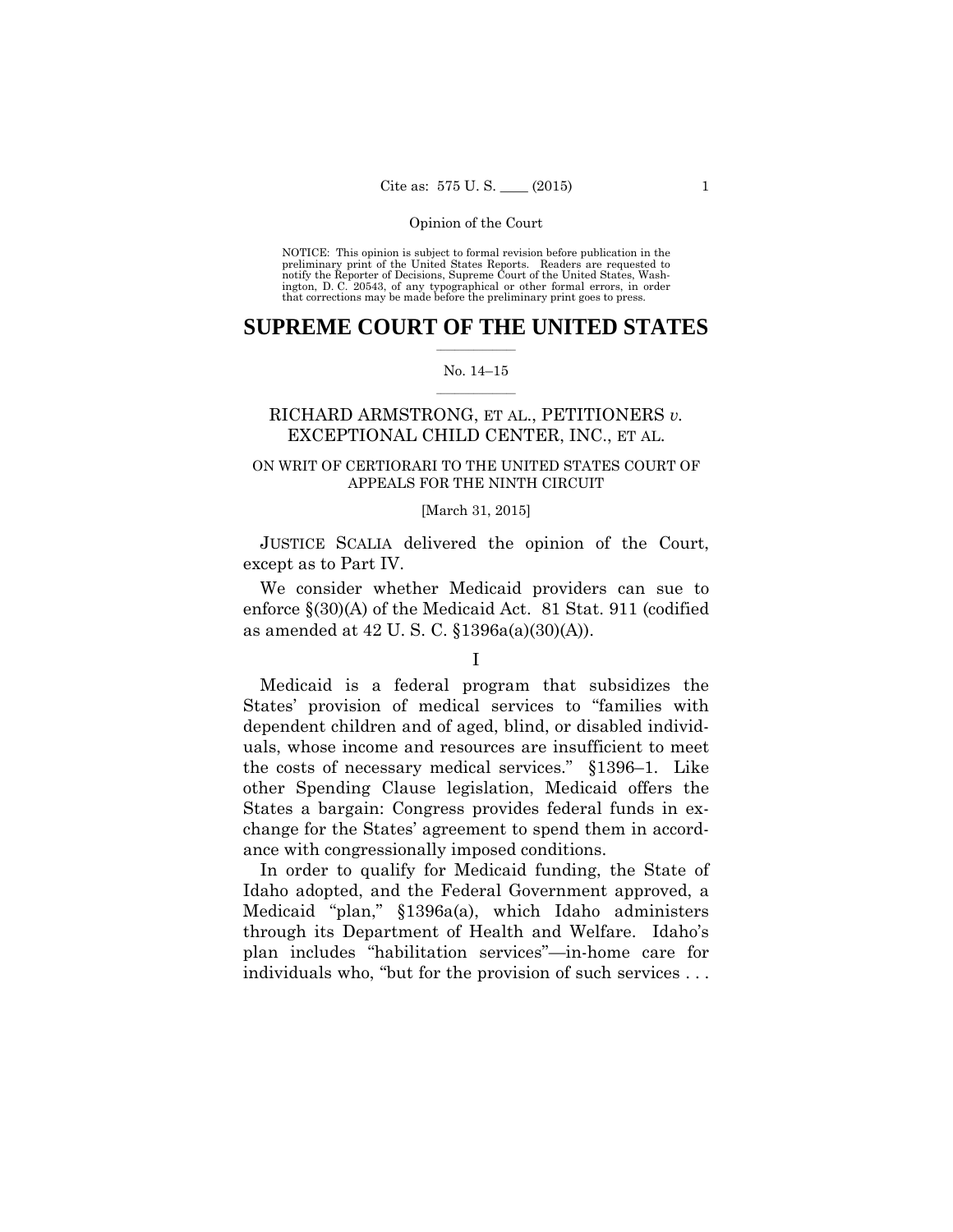NOTICE: This opinion is subject to formal revision before publication in the preliminary print of the United States Reports. Readers are requested to notify the Reporter of Decisions, Supreme Court of the United States, Washington, D. C. 20543, of any typographical or other formal errors, in order that corrections may be made before the preliminary print goes to press.

# SUPREME COURT OF THE UNITED STATES

No. 14–15

## RICHARD ARMSTRONG, ET AL., PETITIONERS *v.* EXCEPTIONAL CHILD CENTER, INC., ET AL.

ON WRIT OF CERTIORARI TO THE UNITED STATES COURT OF APPEALS FOR THE NINTH CIRCUIT

[March 31, 2015]

JUSTICE SCALIA delivered the opinion of the Court, except as to Part IV.

We consider whether Medicaid providers can sue to enforce §(30)(A) of the Medicaid Act. 81 Stat. 911 (codified as amended at 42 U. S. C. §1396a(a)(30)(A)).

I

Medicaid is a federal program that subsidizes the States' provision of medical services to "families with dependent children and of aged, blind, or disabled individuals, whose income and resources are insufficient to meet the costs of necessary medical services." §1396–1. Like other Spending Clause legislation, Medicaid offers the States a bargain: Congress provides federal funds in exchange for the States' agreement to spend them in accordance with congressionally imposed conditions.

In order to qualify for Medicaid funding, the State of Idaho adopted, and the Federal Government approved, a Medicaid "plan," §1396a(a), which Idaho administers through its Department of Health and Welfare. Idaho's plan includes "habilitation services"—in-home care for individuals who, "but for the provision of such services . . .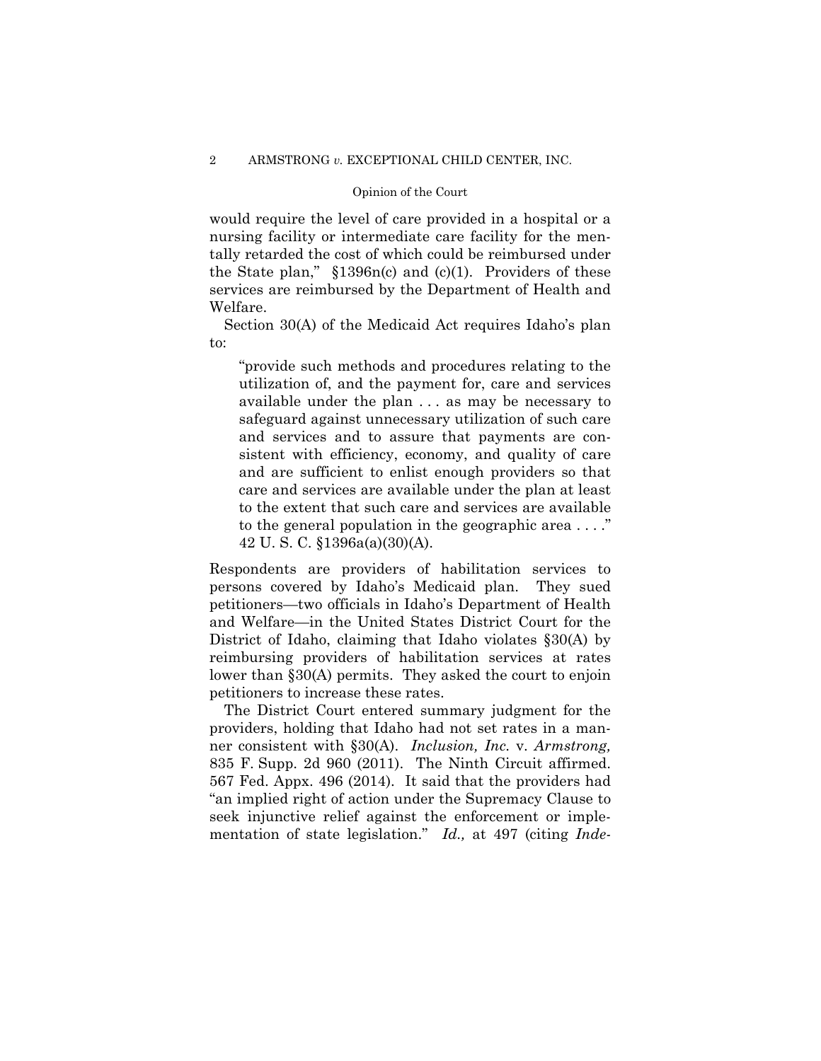would require the level of care provided in a hospital or a nursing facility or intermediate care facility for the mentally retarded the cost of which could be reimbursed under the State plan," §1396n(c) and (c)(1). Providers of these services are reimbursed by the Department of Health and Welfare.

Section 30(A) of the Medicaid Act requires Idaho's plan to:

> "provide such methods and procedures relating to the utilization of, and the payment for, care and services available under the plan . . . as may be necessary to safeguard against unnecessary utilization of such care and services and to assure that payments are consistent with efficiency, economy, and quality of care and are sufficient to enlist enough providers so that care and services are available under the plan at least to the extent that such care and services are available to the general population in the geographic area . . . ." 42 U. S. C. §1396a(a)(30)(A).

Respondents are providers of habilitation services to persons covered by Idaho's Medicaid plan. They sued petitioners—two officials in Idaho's Department of Health and Welfare—in the United States District Court for the District of Idaho, claiming that Idaho violates §30(A) by reimbursing providers of habilitation services at rates lower than §30(A) permits. They asked the court to enjoin petitioners to increase these rates.

The District Court entered summary judgment for the providers, holding that Idaho had not set rates in a manner consistent with §30(A). *Inclusion, Inc.* v. *Armstrong,* 835 F. Supp. 2d 960 (2011). The Ninth Circuit affirmed. 567 Fed. Appx. 496 (2014). It said that the providers had "an implied right of action under the Supremacy Clause to seek injunctive relief against the enforcement or implementation of state legislation." *Id.,* at 497 (citing *Inde-*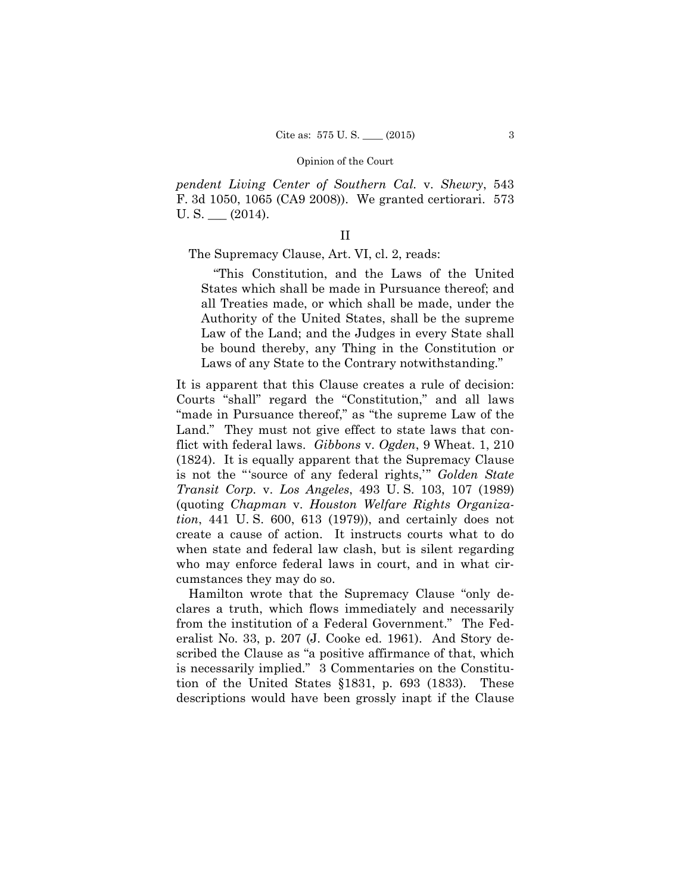*pendent Living Center of Southern Cal.* v. *Shewry*, 543 F. 3d 1050, 1065 (CA9 2008)). We granted certiorari. 573 U. S. ___ (2014).

## II

The Supremacy Clause, Art. VI, cl. 2, reads:

> "This Constitution, and the Laws of the United States which shall be made in Pursuance thereof; and all Treaties made, or which shall be made, under the Authority of the United States, shall be the supreme Law of the Land; and the Judges in every State shall be bound thereby, any Thing in the Constitution or Laws of any State to the Contrary notwithstanding."

It is apparent that this Clause creates a rule of decision: Courts "shall" regard the "Constitution," and all laws "made in Pursuance thereof," as "the supreme Law of the Land." They must not give effect to state laws that conflict with federal laws. *Gibbons* v. *Ogden*, 9 Wheat. 1, 210 (1824). It is equally apparent that the Supremacy Clause is not the "'source of any federal rights,'" *Golden State Transit Corp.* v. *Los Angeles*, 493 U. S. 103, 107 (1989) (quoting *Chapman* v. *Houston Welfare Rights Organization*, 441 U. S. 600, 613 (1979)), and certainly does not create a cause of action. It instructs courts what to do when state and federal law clash, but is silent regarding who may enforce federal laws in court, and in what circumstances they may do so.

Hamilton wrote that the Supremacy Clause "only declares a truth, which flows immediately and necessarily from the institution of a Federal Government." The Federalist No. 33, p. 207 (J. Cooke ed. 1961). And Story described the Clause as "a positive affirmance of that, which is necessarily implied." 3 Commentaries on the Constitution of the United States §1831, p. 693 (1833). These descriptions would have been grossly inapt if the Clause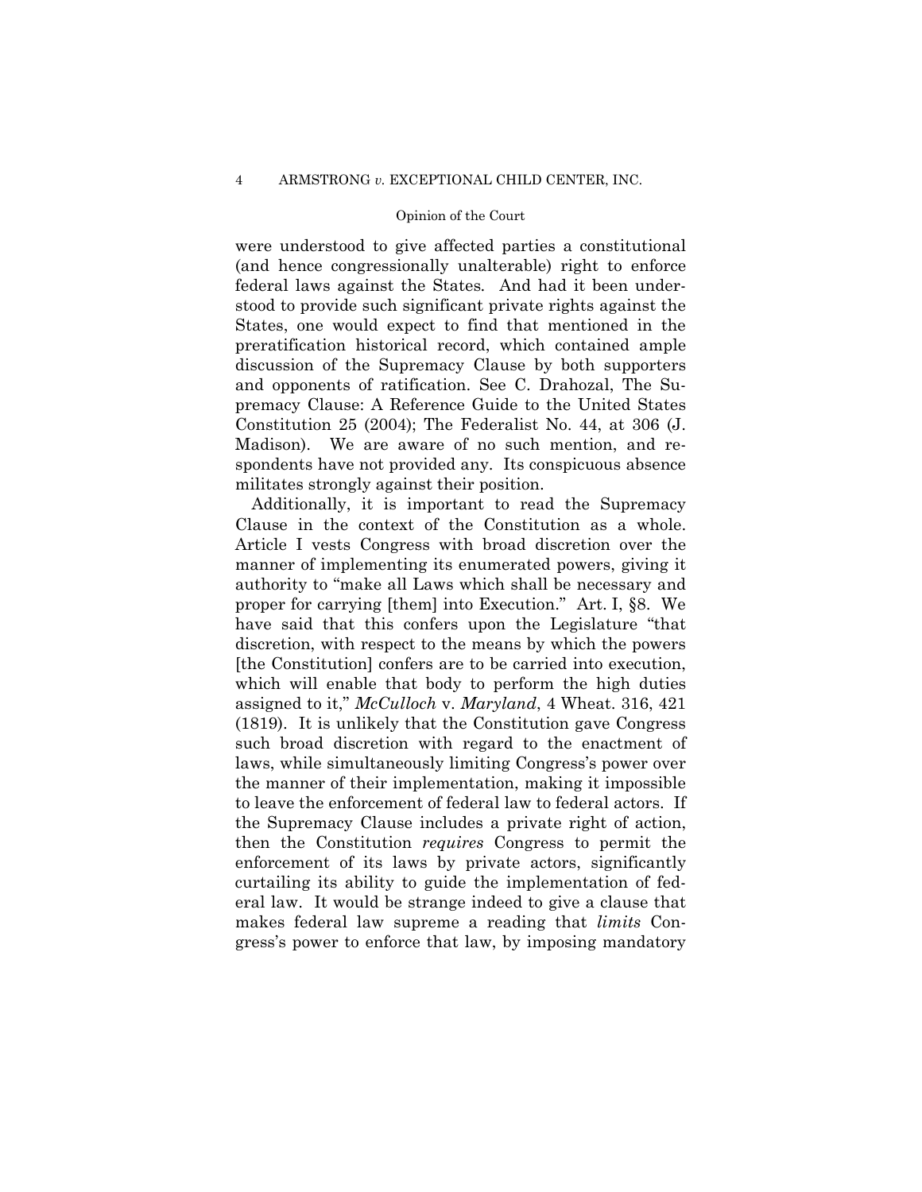were understood to give affected parties a constitutional (and hence congressionally unalterable) right to enforce federal laws against the States. And had it been understood to provide such significant private rights against the States, one would expect to find that mentioned in the preratification historical record, which contained ample discussion of the Supremacy Clause by both supporters and opponents of ratification. See C. Drahozal, The Supremacy Clause: A Reference Guide to the United States Constitution 25 (2004); The Federalist No. 44, at 306 (J. Madison). We are aware of no such mention, and respondents have not provided any. Its conspicuous absence militates strongly against their position.

Additionally, it is important to read the Supremacy Clause in the context of the Constitution as a whole. Article I vests Congress with broad discretion over the manner of implementing its enumerated powers, giving it authority to "make all Laws which shall be necessary and proper for carrying [them] into Execution." Art. I, §8. We have said that this confers upon the Legislature "that discretion, with respect to the means by which the powers [the Constitution] confers are to be carried into execution, which will enable that body to perform the high duties assigned to it," *McCulloch* v. *Maryland*, 4 Wheat. 316, 421 (1819). It is unlikely that the Constitution gave Congress such broad discretion with regard to the enactment of laws, while simultaneously limiting Congress's power over the manner of their implementation, making it impossible to leave the enforcement of federal law to federal actors. If the Supremacy Clause includes a private right of action, then the Constitution *requires* Congress to permit the enforcement of its laws by private actors, significantly curtailing its ability to guide the implementation of federal law. It would be strange indeed to give a clause that makes federal law supreme a reading that *limits* Congress's power to enforce that law, by imposing mandatory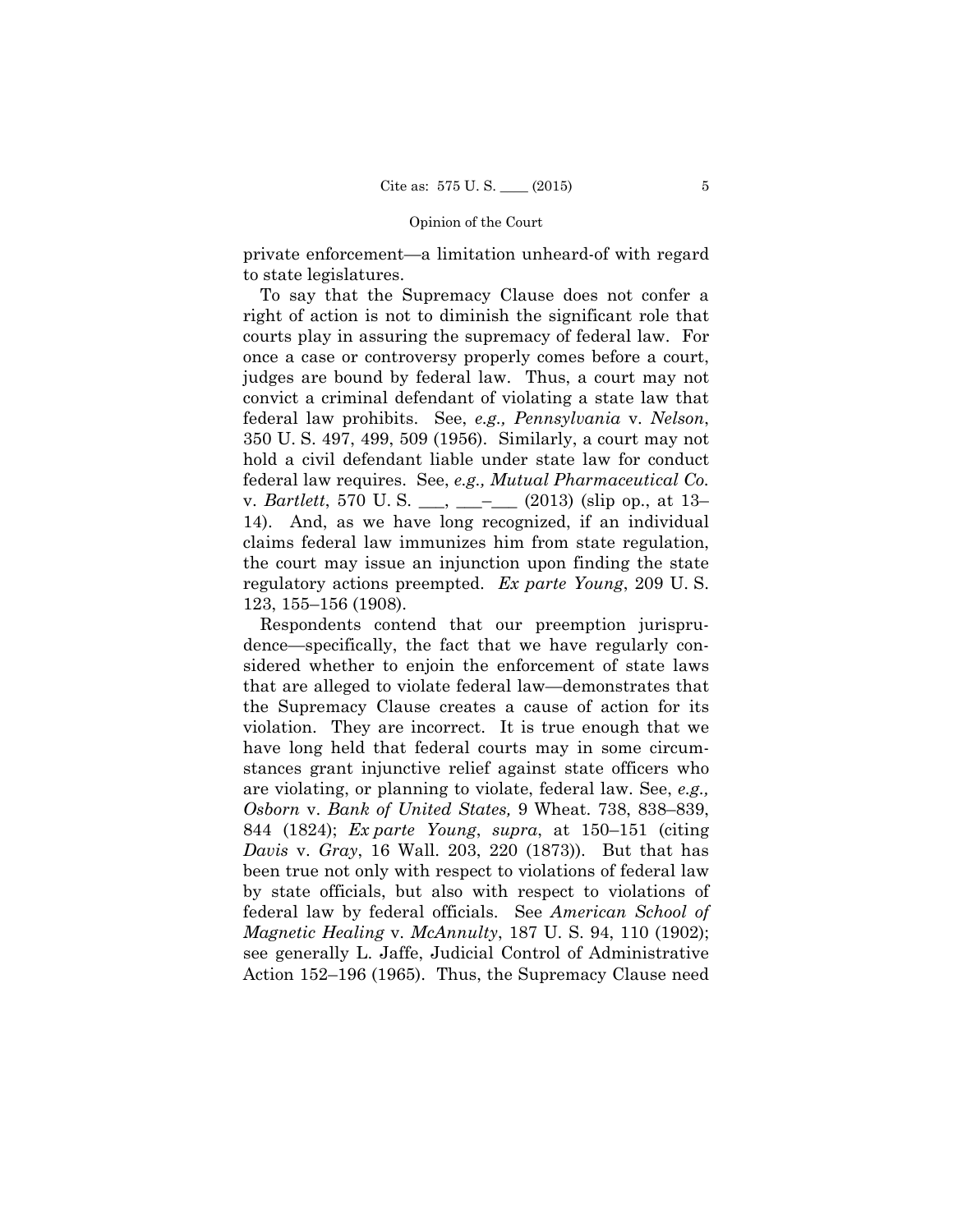private enforcement—a limitation unheard-of with regard to state legislatures.

To say that the Supremacy Clause does not confer a right of action is not to diminish the significant role that courts play in assuring the supremacy of federal law. For once a case or controversy properly comes before a court, judges are bound by federal law. Thus, a court may not convict a criminal defendant of violating a state law that federal law prohibits. See, *e.g., Pennsylvania* v. *Nelson*, 350 U. S. 497, 499, 509 (1956). Similarly, a court may not hold a civil defendant liable under state law for conduct federal law requires. See, *e.g., Mutual Pharmaceutical Co.* v. *Bartlett*, 570 U. S. ___, ___–___ (2013) (slip op., at 13–14). And, as we have long recognized, if an individual claims federal law immunizes him from state regulation, the court may issue an injunction upon finding the state regulatory actions preempted. *Ex parte Young*, 209 U. S. 123, 155–156 (1908).

Respondents contend that our preemption jurisprudence—specifically, the fact that we have regularly considered whether to enjoin the enforcement of state laws that are alleged to violate federal law—demonstrates that the Supremacy Clause creates a cause of action for its violation. They are incorrect. It is true enough that we have long held that federal courts may in some circumstances grant injunctive relief against state officers who are violating, or planning to violate, federal law. See, *e.g., Osborn* v. *Bank of United States,* 9 Wheat. 738, 838–839, 844 (1824); *Ex parte Young*, *supra*, at 150–151 (citing *Davis* v. *Gray*, 16 Wall. 203, 220 (1873)). But that has been true not only with respect to violations of federal law by state officials, but also with respect to violations of federal law by federal officials. See *American School of Magnetic Healing* v. *McAnnulty*, 187 U. S. 94, 110 (1902); see generally L. Jaffe, Judicial Control of Administrative Action 152–196 (1965). Thus, the Supremacy Clause need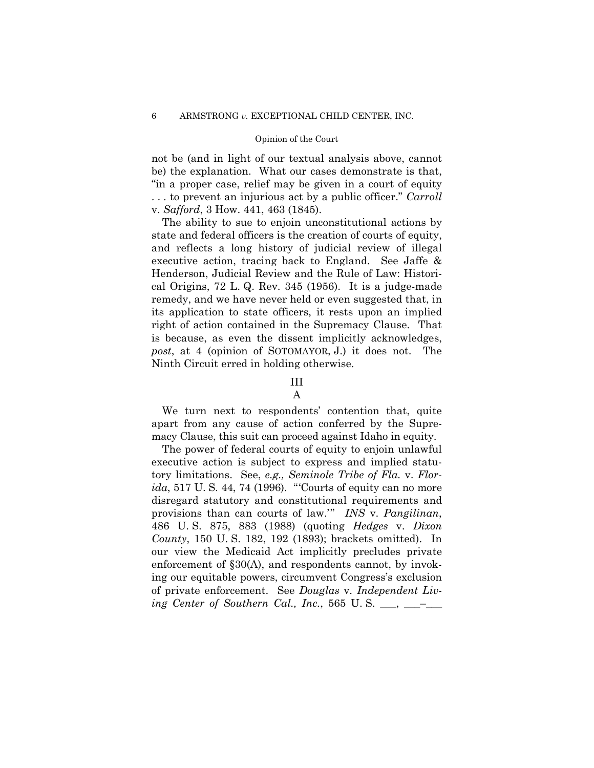not be (and in light of our textual analysis above, cannot be) the explanation. What our cases demonstrate is that, "in a proper case, relief may be given in a court of equity . . . to prevent an injurious act by a public officer." *Carroll* v. *Safford*, 3 How. 441, 463 (1845).

The ability to sue to enjoin unconstitutional actions by state and federal officers is the creation of courts of equity, and reflects a long history of judicial review of illegal executive action, tracing back to England. See Jaffe & Henderson, Judicial Review and the Rule of Law: Historical Origins, 72 L. Q. Rev. 345 (1956). It is a judge-made remedy, and we have never held or even suggested that, in its application to state officers, it rests upon an implied right of action contained in the Supremacy Clause. That is because, as even the dissent implicitly acknowledges, *post*, at 4 (opinion of SOTOMAYOR, J.) it does not. The Ninth Circuit erred in holding otherwise.

## III

### A

We turn next to respondents' contention that, quite apart from any cause of action conferred by the Supremacy Clause, this suit can proceed against Idaho in equity.

The power of federal courts of equity to enjoin unlawful executive action is subject to express and implied statutory limitations. See, *e.g., Seminole Tribe of Fla.* v. *Florida*, 517 U. S. 44, 74 (1996). "'Courts of equity can no more disregard statutory and constitutional requirements and provisions than can courts of law.'" *INS* v. *Pangilinan*, 486 U. S. 875, 883 (1988) (quoting *Hedges* v. *Dixon County*, 150 U. S. 182, 192 (1893); brackets omitted). In our view the Medicaid Act implicitly precludes private enforcement of §30(A), and respondents cannot, by invoking our equitable powers, circumvent Congress's exclusion of private enforcement. See *Douglas* v. *Independent Living Center of Southern Cal., Inc.*, 565 U. S. ___, ___–___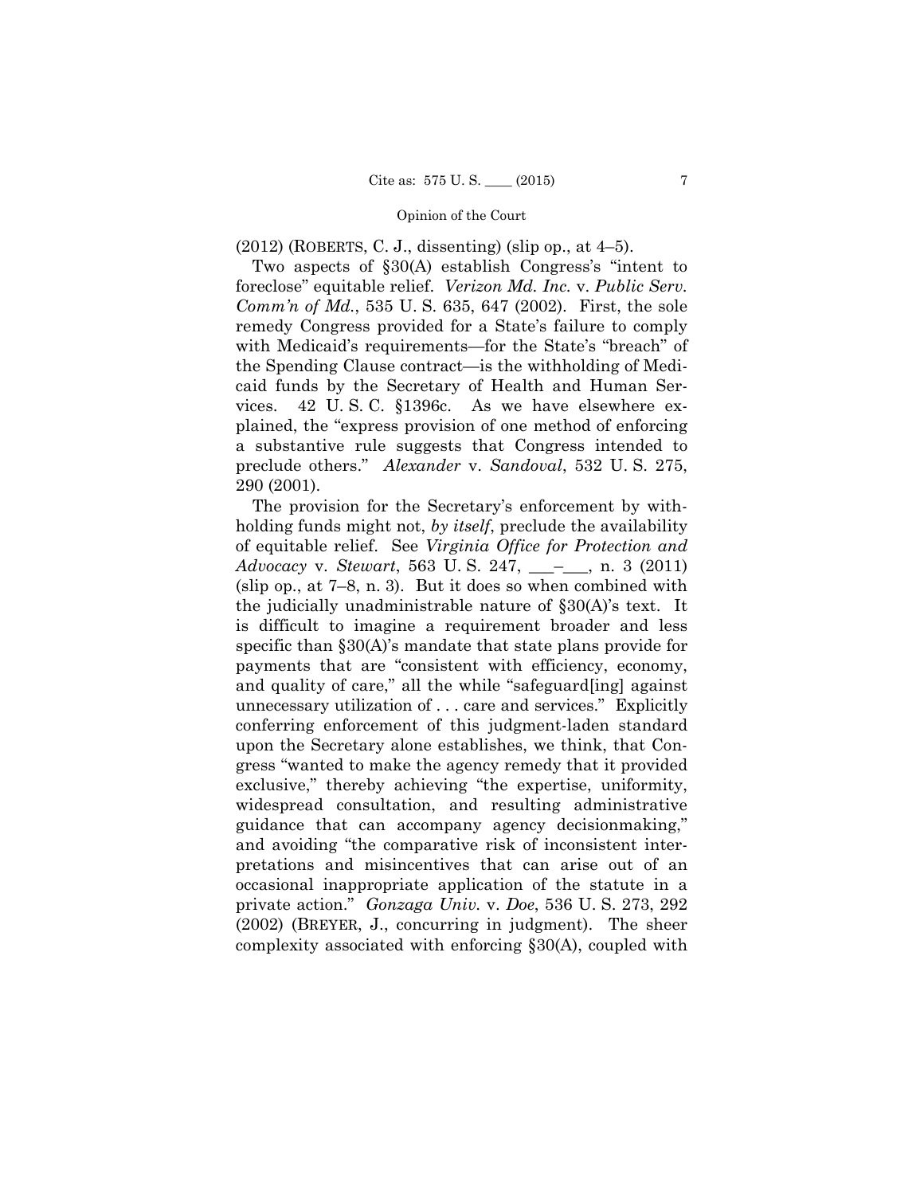(2012) (ROBERTS, C. J., dissenting) (slip op., at 4–5).

Two aspects of §30(A) establish Congress's "intent to foreclose" equitable relief. *Verizon Md. Inc.* v. *Public Serv. Comm'n of Md.*, 535 U. S. 635, 647 (2002). First, the sole remedy Congress provided for a State's failure to comply with Medicaid's requirements—for the State's "breach" of the Spending Clause contract—is the withholding of Medicaid funds by the Secretary of Health and Human Services. 42 U. S. C. §1396c. As we have elsewhere explained, the "express provision of one method of enforcing a substantive rule suggests that Congress intended to preclude others." *Alexander* v. *Sandoval*, 532 U. S. 275, 290 (2001).

The provision for the Secretary's enforcement by withholding funds might not, *by itself*, preclude the availability of equitable relief. See *Virginia Office for Protection and Advocacy* v. *Stewart*, 563 U. S. 247, \_\_\_–\_\_\_, n. 3 (2011) (slip op., at 7–8, n. 3). But it does so when combined with the judicially unadministrable nature of §30(A)'s text. It is difficult to imagine a requirement broader and less specific than §30(A)'s mandate that state plans provide for payments that are "consistent with efficiency, economy, and quality of care," all the while "safeguard[ing] against unnecessary utilization of . . . care and services." Explicitly conferring enforcement of this judgment-laden standard upon the Secretary alone establishes, we think, that Congress "wanted to make the agency remedy that it provided exclusive," thereby achieving "the expertise, uniformity, widespread consultation, and resulting administrative guidance that can accompany agency decisionmaking," and avoiding "the comparative risk of inconsistent interpretations and misincentives that can arise out of an occasional inappropriate application of the statute in a private action." *Gonzaga Univ.* v. *Doe*, 536 U. S. 273, 292 (2002) (BREYER, J., concurring in judgment). The sheer complexity associated with enforcing §30(A), coupled with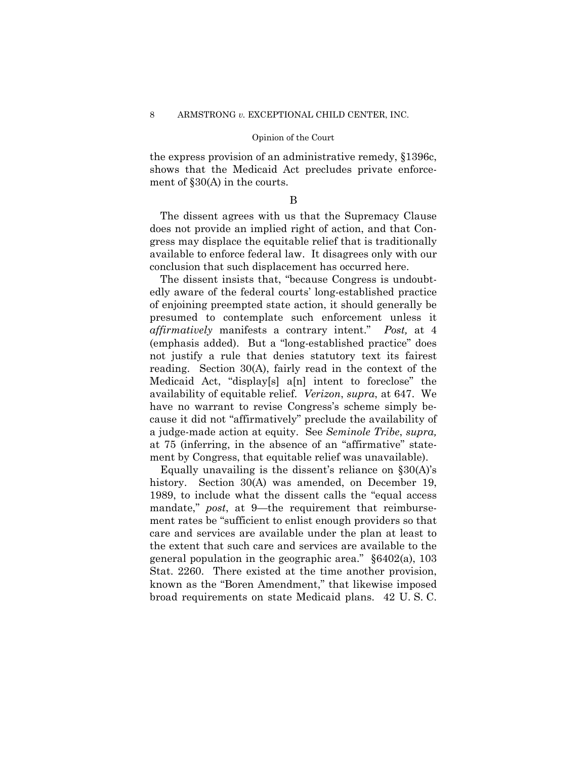the express provision of an administrative remedy, §1396c, shows that the Medicaid Act precludes private enforcement of §30(A) in the courts.

B

The dissent agrees with us that the Supremacy Clause does not provide an implied right of action, and that Congress may displace the equitable relief that is traditionally available to enforce federal law. It disagrees only with our conclusion that such displacement has occurred here.

The dissent insists that, "because Congress is undoubtedly aware of the federal courts' long-established practice of enjoining preempted state action, it should generally be presumed to contemplate such enforcement unless it *affirmatively* manifests a contrary intent." *Post,* at 4 (emphasis added). But a "long-established practice" does not justify a rule that denies statutory text its fairest reading. Section 30(A), fairly read in the context of the Medicaid Act, "display[s] a[n] intent to foreclose" the availability of equitable relief. *Verizon*, *supra*, at 647. We have no warrant to revise Congress's scheme simply because it did not "affirmatively" preclude the availability of a judge-made action at equity. See *Seminole Tribe*, *supra,* at 75 (inferring, in the absence of an "affirmative" statement by Congress, that equitable relief was unavailable).

Equally unavailing is the dissent's reliance on §30(A)'s history. Section 30(A) was amended, on December 19, 1989, to include what the dissent calls the "equal access mandate," *post*, at 9—the requirement that reimbursement rates be "sufficient to enlist enough providers so that care and services are available under the plan at least to the extent that such care and services are available to the general population in the geographic area." §6402(a), 103 Stat. 2260. There existed at the time another provision, known as the "Boren Amendment," that likewise imposed broad requirements on state Medicaid plans. 42 U. S. C.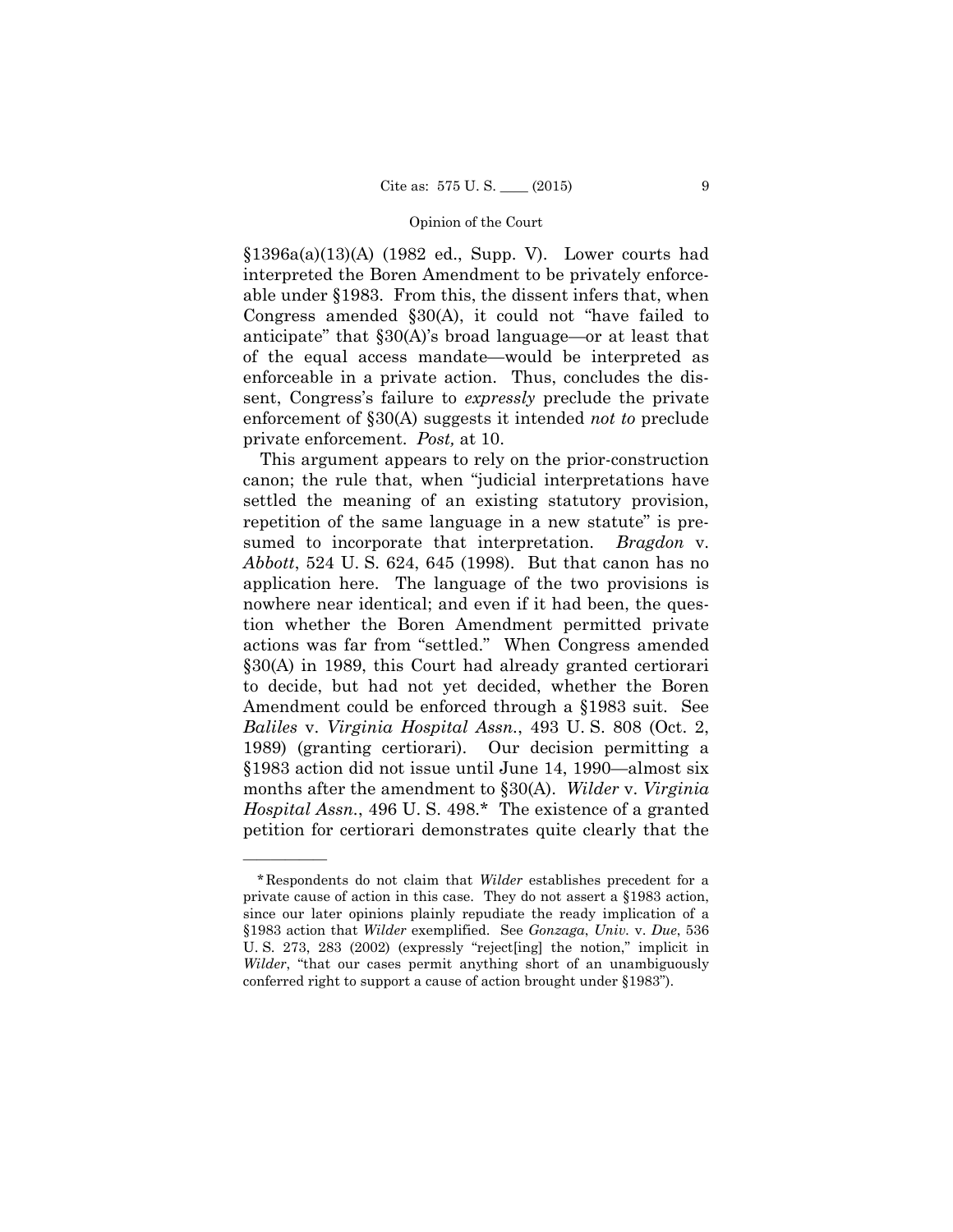§1396a(a)(13)(A) (1982 ed., Supp. V). Lower courts had interpreted the Boren Amendment to be privately enforceable under §1983. From this, the dissent infers that, when Congress amended §30(A), it could not "have failed to anticipate" that §30(A)'s broad language—or at least that of the equal access mandate—would be interpreted as enforceable in a private action. Thus, concludes the dissent, Congress's failure to *expressly* preclude the private enforcement of §30(A) suggests it intended *not to* preclude private enforcement. *Post,* at 10.

This argument appears to rely on the prior-construction canon; the rule that, when "judicial interpretations have settled the meaning of an existing statutory provision, repetition of the same language in a new statute" is presumed to incorporate that interpretation. *Bragdon* v. *Abbott*, 524 U. S. 624, 645 (1998). But that canon has no application here. The language of the two provisions is nowhere near identical; and even if it had been, the question whether the Boren Amendment permitted private actions was far from "settled." When Congress amended §30(A) in 1989, this Court had already granted certiorari to decide, but had not yet decided, whether the Boren Amendment could be enforced through a §1983 suit. See *Baliles* v. *Virginia Hospital Assn.*, 493 U. S. 808 (Oct. 2, 1989) (granting certiorari). Our decision permitting a §1983 action did not issue until June 14, 1990—almost six months after the amendment to §30(A). *Wilder* v. *Virginia Hospital Assn.*, 496 U. S. 498.* The existence of a granted petition for certiorari demonstrates quite clearly that the

---

*Respondents do not claim that *Wilder* establishes precedent for a private cause of action in this case. They do not assert a §1983 action, since our later opinions plainly repudiate the ready implication of a §1983 action that *Wilder* exemplified. See *Gonzaga*, *Univ.* v. *Due*, 536 U. S. 273, 283 (2002) (expressly "reject[ing] the notion," implicit in *Wilder*, "that our cases permit anything short of an unambiguously conferred right to support a cause of action brought under §1983").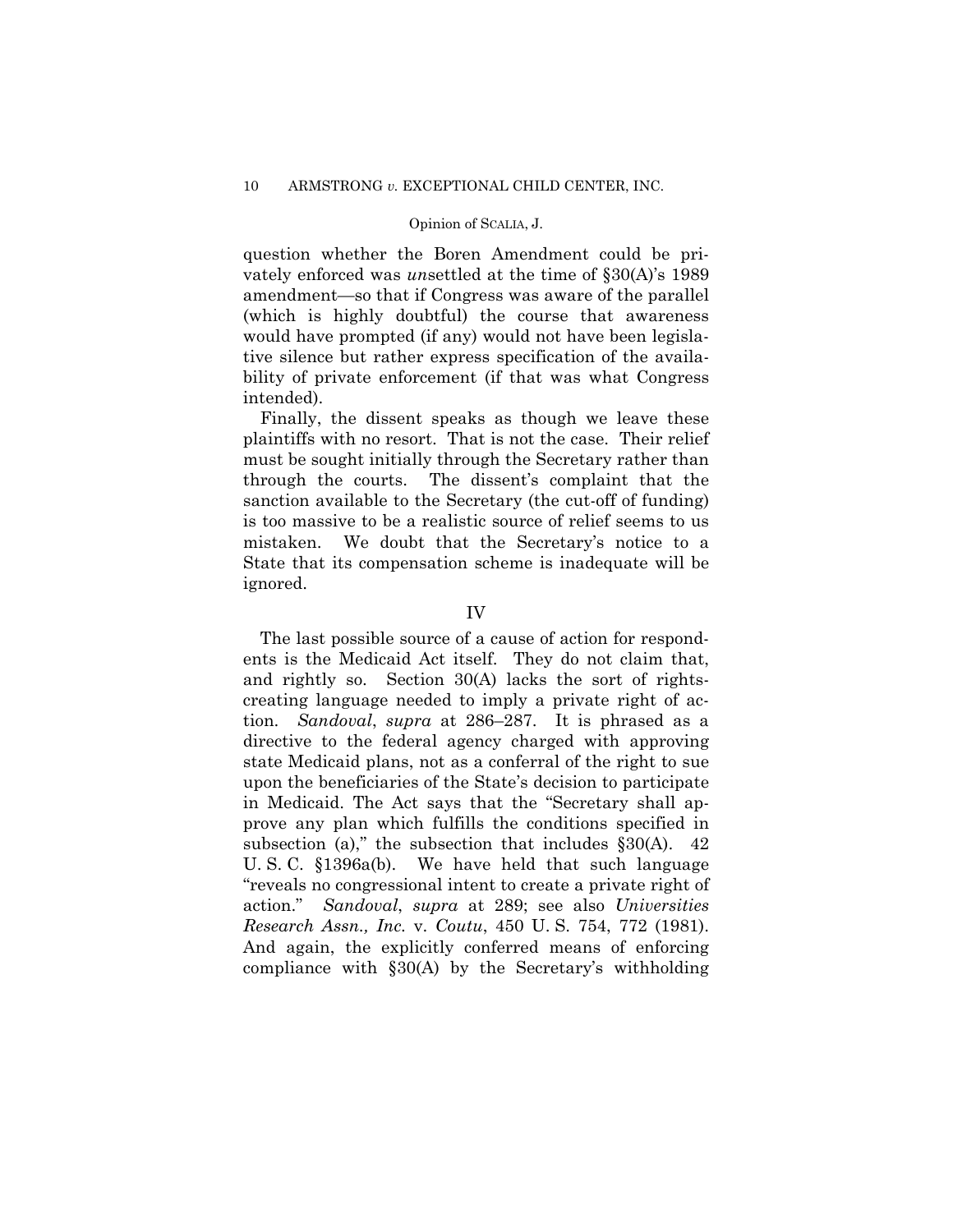question whether the Boren Amendment could be privately enforced was *un*settled at the time of §30(A)'s 1989 amendment—so that if Congress was aware of the parallel (which is highly doubtful) the course that awareness would have prompted (if any) would not have been legislative silence but rather express specification of the availability of private enforcement (if that was what Congress intended).

Finally, the dissent speaks as though we leave these plaintiffs with no resort. That is not the case. Their relief must be sought initially through the Secretary rather than through the courts. The dissent's complaint that the sanction available to the Secretary (the cut-off of funding) is too massive to be a realistic source of relief seems to us mistaken. We doubt that the Secretary's notice to a State that its compensation scheme is inadequate will be ignored.

## IV

The last possible source of a cause of action for respondents is the Medicaid Act itself. They do not claim that, and rightly so. Section 30(A) lacks the sort of rights-creating language needed to imply a private right of action. *Sandoval*, *supra* at 286–287. It is phrased as a directive to the federal agency charged with approving state Medicaid plans, not as a conferral of the right to sue upon the beneficiaries of the State's decision to participate in Medicaid. The Act says that the "Secretary shall approve any plan which fulfills the conditions specified in subsection (a)," the subsection that includes §30(A). 42 U. S. C. §1396a(b). We have held that such language "reveals no congressional intent to create a private right of action." *Sandoval*, *supra* at 289; see also *Universities Research Assn., Inc.* v. *Coutu*, 450 U. S. 754, 772 (1981). And again, the explicitly conferred means of enforcing compliance with §30(A) by the Secretary's withholding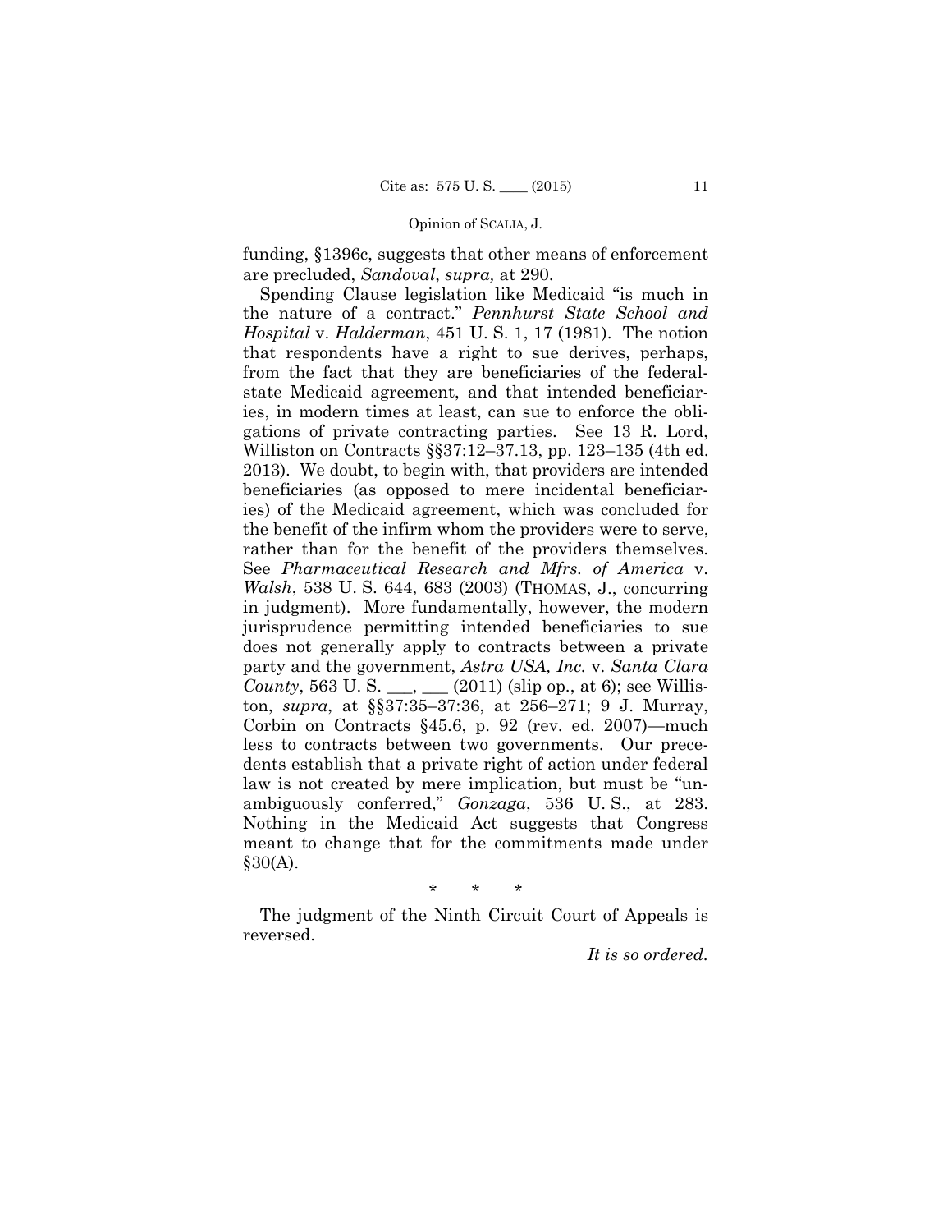funding, §1396c, suggests that other means of enforcement are precluded, *Sandoval*, *supra,* at 290.

Spending Clause legislation like Medicaid "is much in the nature of a contract." *Pennhurst State School and Hospital* v. *Halderman*, 451 U. S. 1, 17 (1981). The notion that respondents have a right to sue derives, perhaps, from the fact that they are beneficiaries of the federal-state Medicaid agreement, and that intended beneficiaries, in modern times at least, can sue to enforce the obligations of private contracting parties. See 13 R. Lord, Williston on Contracts §§37:12–37.13, pp. 123–135 (4th ed. 2013). We doubt, to begin with, that providers are intended beneficiaries (as opposed to mere incidental beneficiaries) of the Medicaid agreement, which was concluded for the benefit of the infirm whom the providers were to serve, rather than for the benefit of the providers themselves. See *Pharmaceutical Research and Mfrs. of America* v. *Walsh*, 538 U. S. 644, 683 (2003) (THOMAS, J., concurring in judgment). More fundamentally, however, the modern jurisprudence permitting intended beneficiaries to sue does not generally apply to contracts between a private party and the government, *Astra USA, Inc.* v. *Santa Clara County*, 563 U. S. ___, ___ (2011) (slip op., at 6); see Williston, *supra*, at §§37:35–37:36, at 256–271; 9 J. Murray, Corbin on Contracts §45.6, p. 92 (rev. ed. 2007)—much less to contracts between two governments. Our precedents establish that a private right of action under federal law is not created by mere implication, but must be "unambiguously conferred," *Gonzaga*, 536 U. S., at 283. Nothing in the Medicaid Act suggests that Congress meant to change that for the commitments made under §30(A).

\* \* \*

The judgment of the Ninth Circuit Court of Appeals is reversed.

*It is so ordered.*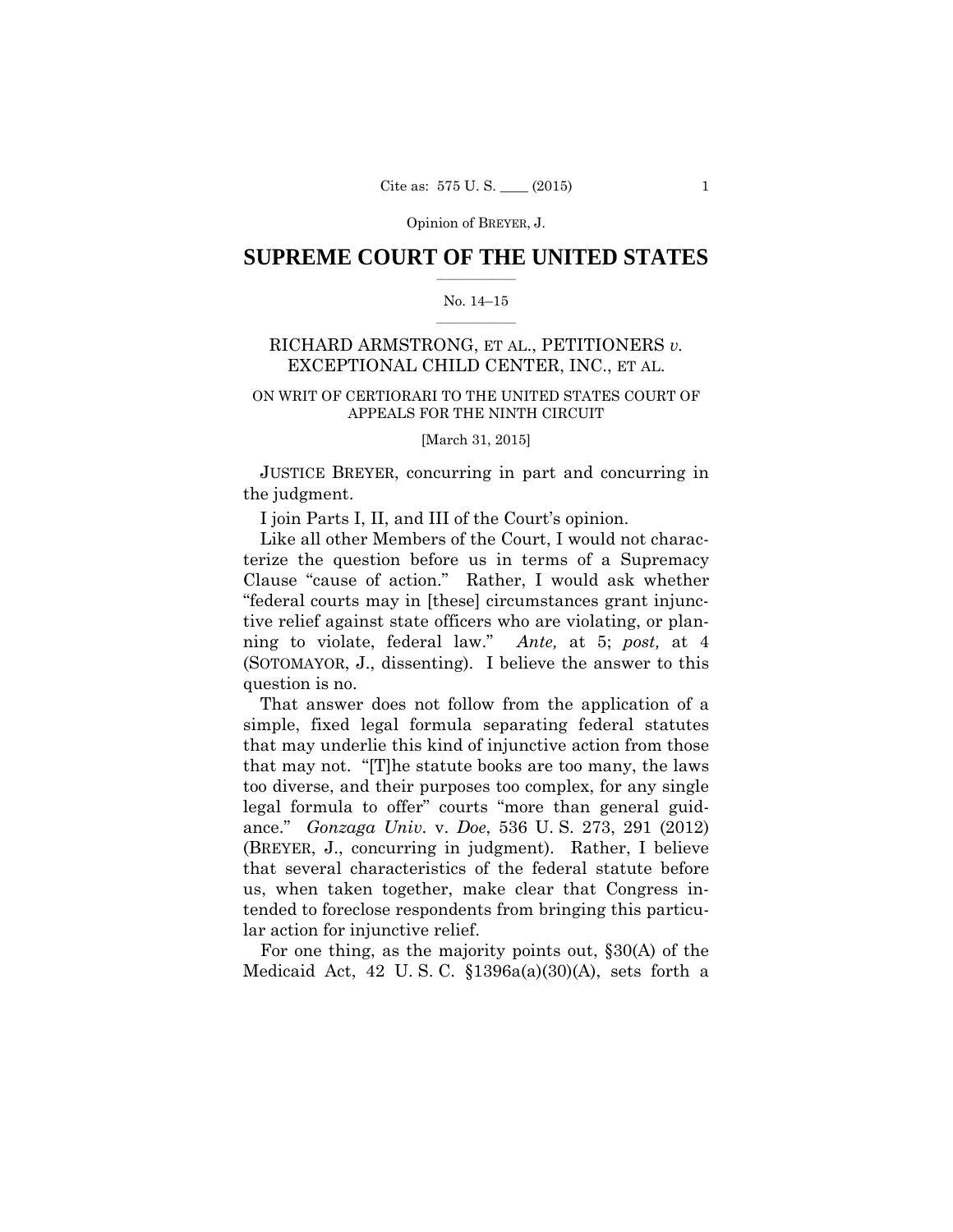## SUPREME COURT OF THE UNITED STATES

No. 14–15

RICHARD ARMSTRONG, ET AL., PETITIONERS *v.* EXCEPTIONAL CHILD CENTER, INC., ET AL.

ON WRIT OF CERTIORARI TO THE UNITED STATES COURT OF APPEALS FOR THE NINTH CIRCUIT

[March 31, 2015]

JUSTICE BREYER, concurring in part and concurring in the judgment.

I join Parts I, II, and III of the Court's opinion.

Like all other Members of the Court, I would not characterize the question before us in terms of a Supremacy Clause "cause of action." Rather, I would ask whether "federal courts may in [these] circumstances grant injunctive relief against state officers who are violating, or planning to violate, federal law." *Ante,* at 5; *post,* at 4 (SOTOMAYOR, J., dissenting). I believe the answer to this question is no.

That answer does not follow from the application of a simple, fixed legal formula separating federal statutes that may underlie this kind of injunctive action from those that may not. "[T]he statute books are too many, the laws too diverse, and their purposes too complex, for any single legal formula to offer" courts "more than general guidance." *Gonzaga Univ.* v. *Doe*, 536 U. S. 273, 291 (2012) (BREYER, J., concurring in judgment). Rather, I believe that several characteristics of the federal statute before us, when taken together, make clear that Congress intended to foreclose respondents from bringing this particular action for injunctive relief.

For one thing, as the majority points out, §30(A) of the Medicaid Act, 42 U. S. C. §1396a(a)(30)(A), sets forth a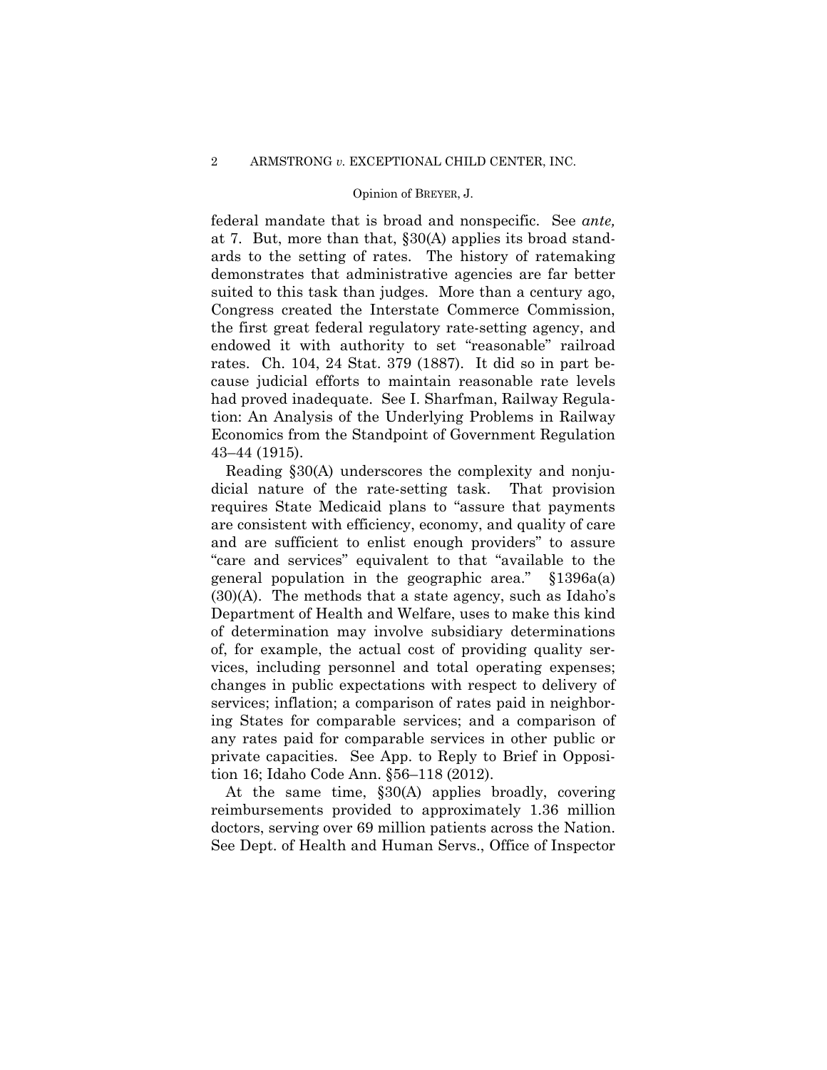federal mandate that is broad and nonspecific. See *ante,* at 7. But, more than that, §30(A) applies its broad standards to the setting of rates. The history of ratemaking demonstrates that administrative agencies are far better suited to this task than judges. More than a century ago, Congress created the Interstate Commerce Commission, the first great federal regulatory rate-setting agency, and endowed it with authority to set "reasonable" railroad rates. Ch. 104, 24 Stat. 379 (1887). It did so in part because judicial efforts to maintain reasonable rate levels had proved inadequate. See I. Sharfman, Railway Regulation: An Analysis of the Underlying Problems in Railway Economics from the Standpoint of Government Regulation 43–44 (1915).

Reading §30(A) underscores the complexity and nonjudicial nature of the rate-setting task. That provision requires State Medicaid plans to "assure that payments are consistent with efficiency, economy, and quality of care and are sufficient to enlist enough providers" to assure "care and services" equivalent to that "available to the general population in the geographic area." §1396a(a)(30)(A). The methods that a state agency, such as Idaho's Department of Health and Welfare, uses to make this kind of determination may involve subsidiary determinations of, for example, the actual cost of providing quality services, including personnel and total operating expenses; changes in public expectations with respect to delivery of services; inflation; a comparison of rates paid in neighboring States for comparable services; and a comparison of any rates paid for comparable services in other public or private capacities. See App. to Reply to Brief in Opposition 16; Idaho Code Ann. §56–118 (2012).

At the same time, §30(A) applies broadly, covering reimbursements provided to approximately 1.36 million doctors, serving over 69 million patients across the Nation. See Dept. of Health and Human Servs., Office of Inspector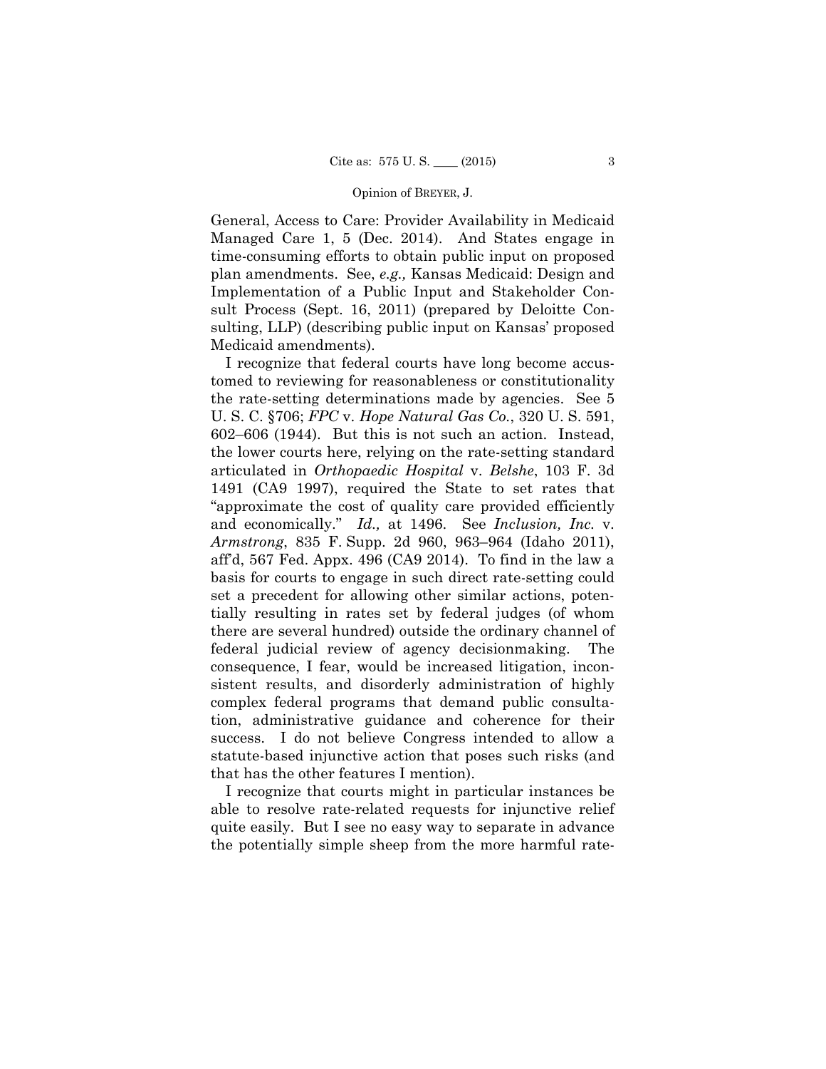General, Access to Care: Provider Availability in Medicaid Managed Care 1, 5 (Dec. 2014). And States engage in time-consuming efforts to obtain public input on proposed plan amendments. See, *e.g.,* Kansas Medicaid: Design and Implementation of a Public Input and Stakeholder Consult Process (Sept. 16, 2011) (prepared by Deloitte Consulting, LLP) (describing public input on Kansas' proposed Medicaid amendments).

I recognize that federal courts have long become accustomed to reviewing for reasonableness or constitutionality the rate-setting determinations made by agencies. See 5 U. S. C. §706; *FPC* v. *Hope Natural Gas Co.*, 320 U. S. 591, 602–606 (1944). But this is not such an action. Instead, the lower courts here, relying on the rate-setting standard articulated in *Orthopaedic Hospital* v. *Belshe*, 103 F. 3d 1491 (CA9 1997), required the State to set rates that "approximate the cost of quality care provided efficiently and economically." *Id.,* at 1496. See *Inclusion, Inc.* v. *Armstrong*, 835 F. Supp. 2d 960, 963–964 (Idaho 2011), aff'd, 567 Fed. Appx. 496 (CA9 2014). To find in the law a basis for courts to engage in such direct rate-setting could set a precedent for allowing other similar actions, potentially resulting in rates set by federal judges (of whom there are several hundred) outside the ordinary channel of federal judicial review of agency decisionmaking. The consequence, I fear, would be increased litigation, inconsistent results, and disorderly administration of highly complex federal programs that demand public consultation, administrative guidance and coherence for their success. I do not believe Congress intended to allow a statute-based injunctive action that poses such risks (and that has the other features I mention).

I recognize that courts might in particular instances be able to resolve rate-related requests for injunctive relief quite easily. But I see no easy way to separate in advance the potentially simple sheep from the more harmful rate-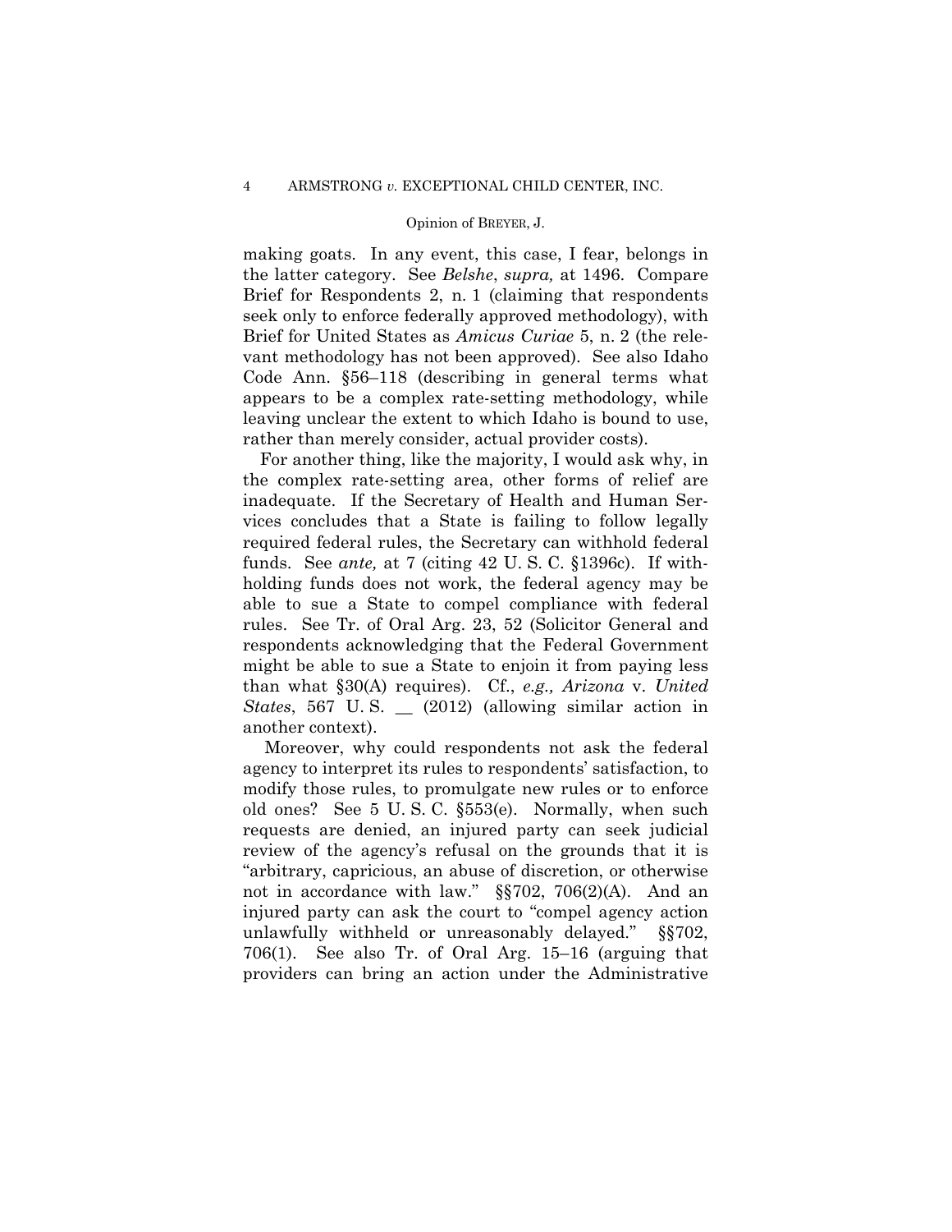making goats. In any event, this case, I fear, belongs in the latter category. See *Belshe*, *supra,* at 1496. Compare Brief for Respondents 2, n. 1 (claiming that respondents seek only to enforce federally approved methodology), with Brief for United States as *Amicus Curiae* 5, n. 2 (the relevant methodology has not been approved). See also Idaho Code Ann. §56–118 (describing in general terms what appears to be a complex rate-setting methodology, while leaving unclear the extent to which Idaho is bound to use, rather than merely consider, actual provider costs).

For another thing, like the majority, I would ask why, in the complex rate-setting area, other forms of relief are inadequate. If the Secretary of Health and Human Services concludes that a State is failing to follow legally required federal rules, the Secretary can withhold federal funds. See *ante,* at 7 (citing 42 U. S. C. §1396c). If withholding funds does not work, the federal agency may be able to sue a State to compel compliance with federal rules. See Tr. of Oral Arg. 23, 52 (Solicitor General and respondents acknowledging that the Federal Government might be able to sue a State to enjoin it from paying less than what §30(A) requires). Cf., *e.g., Arizona* v. *United States*, 567 U. S. __ (2012) (allowing similar action in another context).

Moreover, why could respondents not ask the federal agency to interpret its rules to respondents' satisfaction, to modify those rules, to promulgate new rules or to enforce old ones? See 5 U. S. C. §553(e). Normally, when such requests are denied, an injured party can seek judicial review of the agency's refusal on the grounds that it is "arbitrary, capricious, an abuse of discretion, or otherwise not in accordance with law." §§702, 706(2)(A). And an injured party can ask the court to "compel agency action unlawfully withheld or unreasonably delayed." §§702, 706(1). See also Tr. of Oral Arg. 15–16 (arguing that providers can bring an action under the Administrative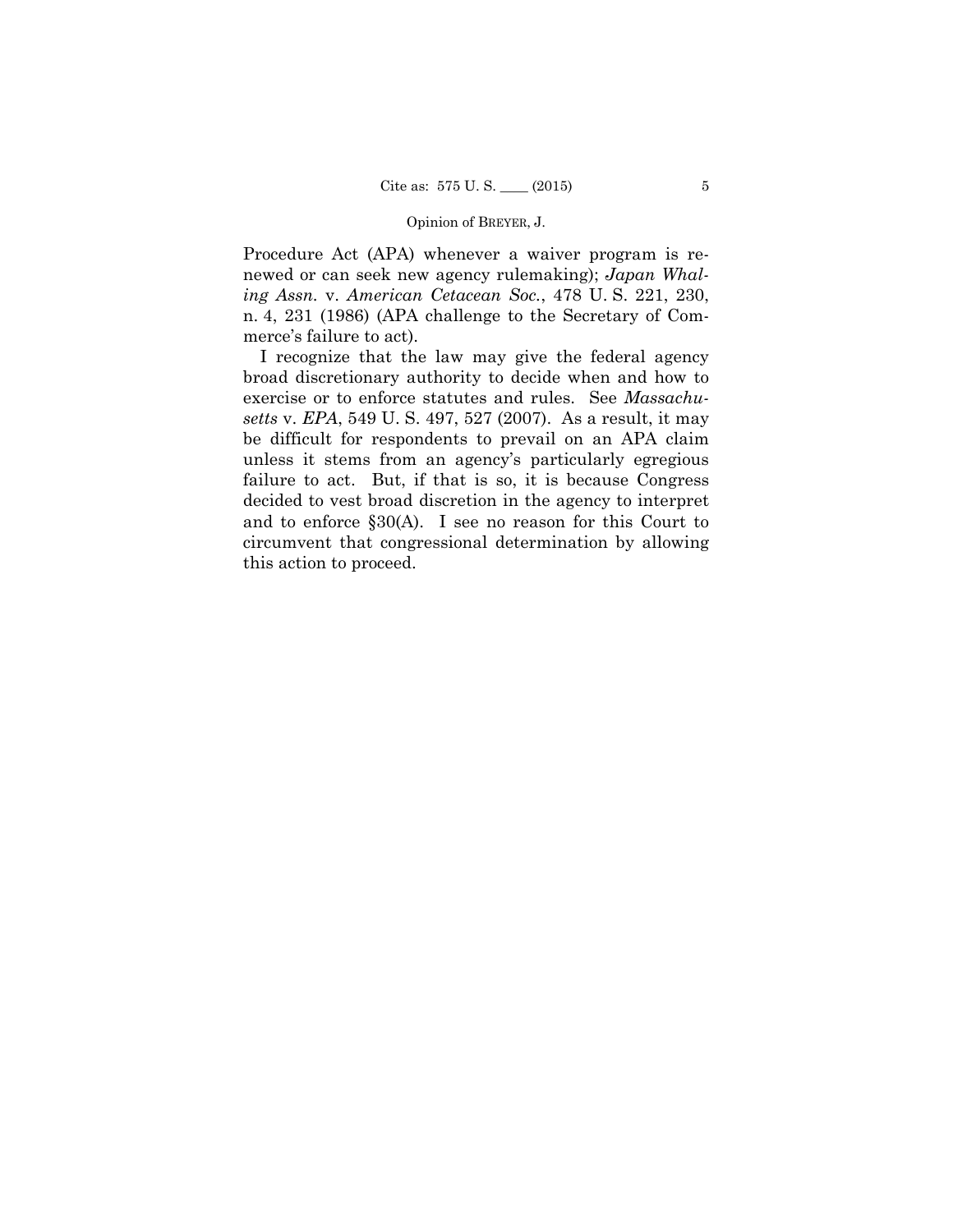Procedure Act (APA) whenever a waiver program is renewed or can seek new agency rulemaking); *Japan Whaling Assn.* v. *American Cetacean Soc.*, 478 U. S. 221, 230, n. 4, 231 (1986) (APA challenge to the Secretary of Commerce's failure to act).

I recognize that the law may give the federal agency broad discretionary authority to decide when and how to exercise or to enforce statutes and rules. See *Massachusetts* v. *EPA*, 549 U. S. 497, 527 (2007). As a result, it may be difficult for respondents to prevail on an APA claim unless it stems from an agency's particularly egregious failure to act. But, if that is so, it is because Congress decided to vest broad discretion in the agency to interpret and to enforce §30(A). I see no reason for this Court to circumvent that congressional determination by allowing this action to proceed.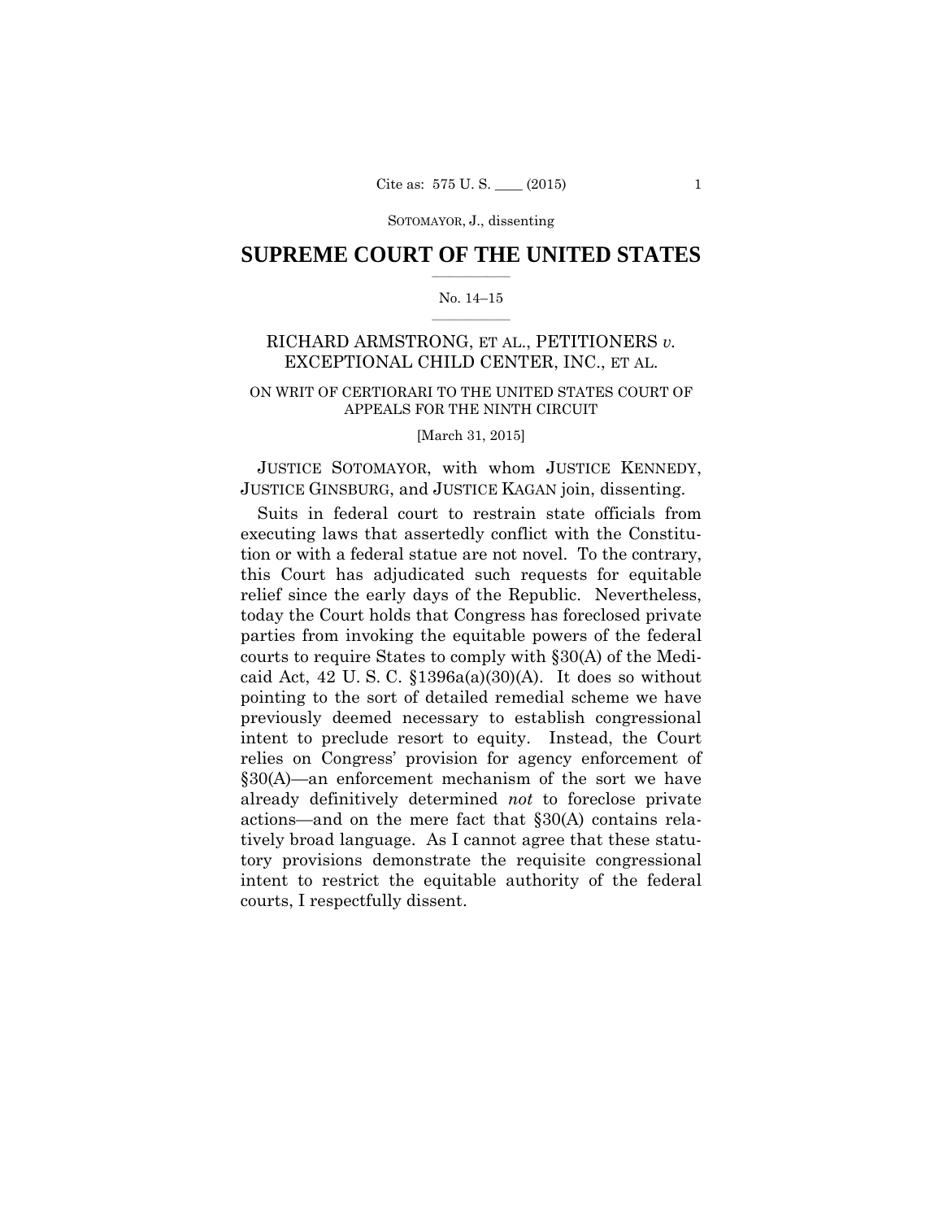SUPREME COURT OF THE UNITED STATES

No. 14–15

RICHARD ARMSTRONG, ET AL., PETITIONERS *v.* EXCEPTIONAL CHILD CENTER, INC., ET AL.

ON WRIT OF CERTIORARI TO THE UNITED STATES COURT OF APPEALS FOR THE NINTH CIRCUIT

[March 31, 2015]

JUSTICE SOTOMAYOR, with whom JUSTICE KENNEDY, JUSTICE GINSBURG, and JUSTICE KAGAN join, dissenting.

Suits in federal court to restrain state officials from executing laws that assertedly conflict with the Constitution or with a federal statue are not novel. To the contrary, this Court has adjudicated such requests for equitable relief since the early days of the Republic. Nevertheless, today the Court holds that Congress has foreclosed private parties from invoking the equitable powers of the federal courts to require States to comply with §30(A) of the Medicaid Act, 42 U. S. C. §1396a(a)(30)(A). It does so without pointing to the sort of detailed remedial scheme we have previously deemed necessary to establish congressional intent to preclude resort to equity. Instead, the Court relies on Congress' provision for agency enforcement of §30(A)—an enforcement mechanism of the sort we have already definitively determined *not* to foreclose private actions—and on the mere fact that §30(A) contains relatively broad language. As I cannot agree that these statutory provisions demonstrate the requisite congressional intent to restrict the equitable authority of the federal courts, I respectfully dissent.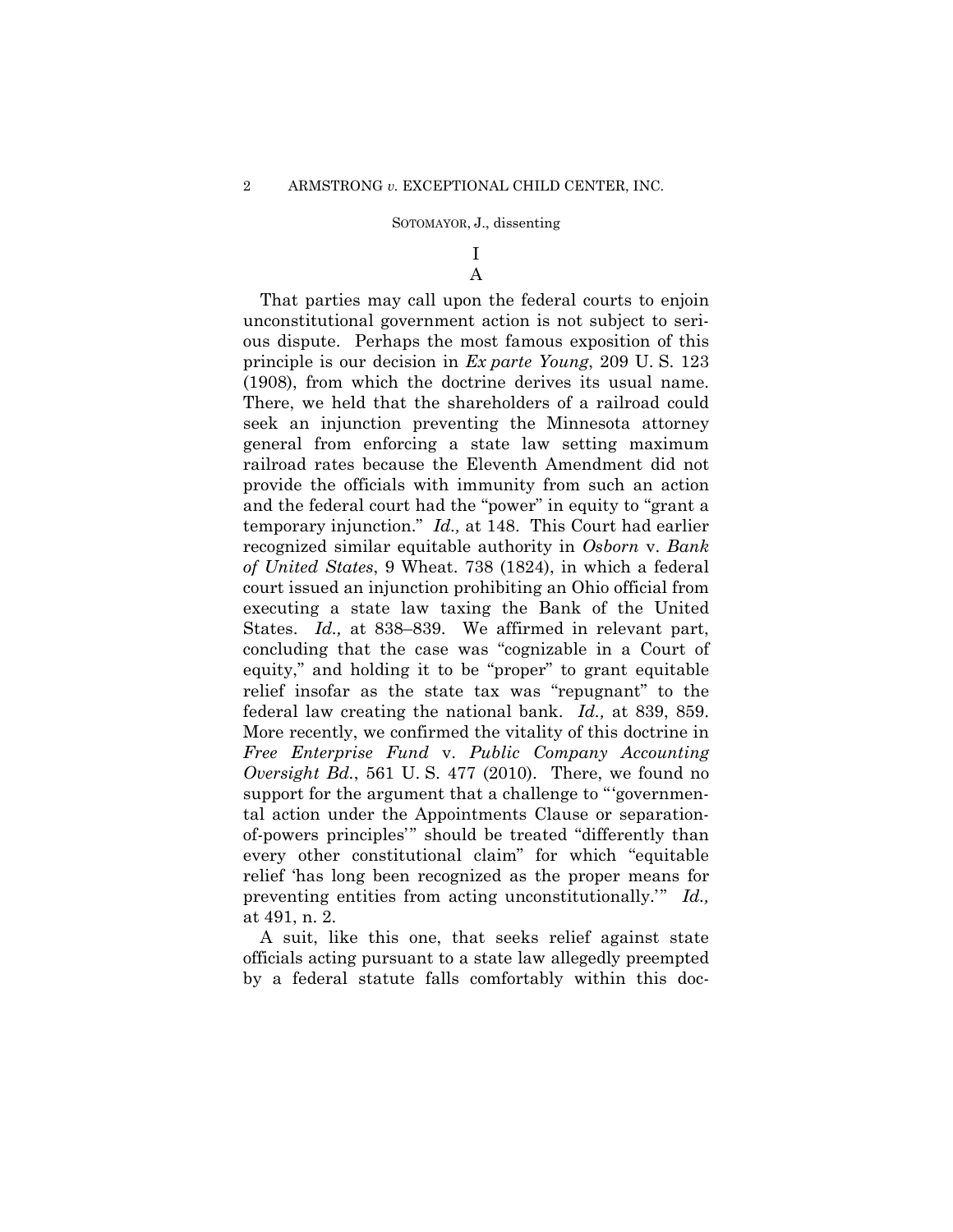# I

## A

That parties may call upon the federal courts to enjoin unconstitutional government action is not subject to serious dispute. Perhaps the most famous exposition of this principle is our decision in *Ex parte Young*, 209 U. S. 123 (1908), from which the doctrine derives its usual name. There, we held that the shareholders of a railroad could seek an injunction preventing the Minnesota attorney general from enforcing a state law setting maximum railroad rates because the Eleventh Amendment did not provide the officials with immunity from such an action and the federal court had the "power" in equity to "grant a temporary injunction." *Id.,* at 148. This Court had earlier recognized similar equitable authority in *Osborn* v. *Bank of United States*, 9 Wheat. 738 (1824), in which a federal court issued an injunction prohibiting an Ohio official from executing a state law taxing the Bank of the United States. *Id.,* at 838–839. We affirmed in relevant part, concluding that the case was "cognizable in a Court of equity," and holding it to be "proper" to grant equitable relief insofar as the state tax was "repugnant" to the federal law creating the national bank. *Id.,* at 839, 859. More recently, we confirmed the vitality of this doctrine in *Free Enterprise Fund* v. *Public Company Accounting Oversight Bd.*, 561 U. S. 477 (2010). There, we found no support for the argument that a challenge to "'governmental action under the Appointments Clause or separation-of-powers principles'" should be treated "differently than every other constitutional claim" for which "equitable relief 'has long been recognized as the proper means for preventing entities from acting unconstitutionally.'" *Id.,* at 491, n. 2.

A suit, like this one, that seeks relief against state officials acting pursuant to a state law allegedly preempted by a federal statute falls comfortably within this doc-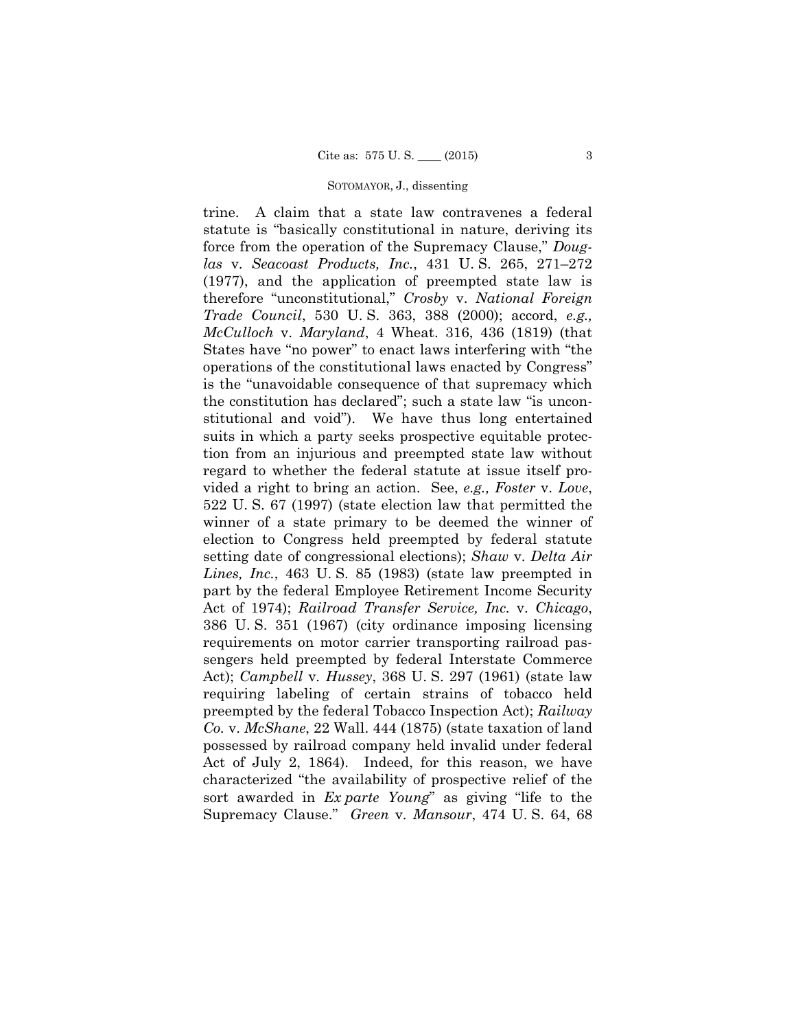trine. A claim that a state law contravenes a federal statute is "basically constitutional in nature, deriving its force from the operation of the Supremacy Clause," *Douglas* v. *Seacoast Products, Inc.*, 431 U. S. 265, 271–272 (1977), and the application of preempted state law is therefore "unconstitutional," *Crosby* v. *National Foreign Trade Council*, 530 U. S. 363, 388 (2000); accord, *e.g., McCulloch* v. *Maryland*, 4 Wheat. 316, 436 (1819) (that States have "no power" to enact laws interfering with "the operations of the constitutional laws enacted by Congress" is the "unavoidable consequence of that supremacy which the constitution has declared"; such a state law "is unconstitutional and void"). We have thus long entertained suits in which a party seeks prospective equitable protection from an injurious and preempted state law without regard to whether the federal statute at issue itself provided a right to bring an action. See, *e.g., Foster* v. *Love*, 522 U. S. 67 (1997) (state election law that permitted the winner of a state primary to be deemed the winner of election to Congress held preempted by federal statute setting date of congressional elections); *Shaw* v. *Delta Air Lines, Inc.*, 463 U. S. 85 (1983) (state law preempted in part by the federal Employee Retirement Income Security Act of 1974); *Railroad Transfer Service, Inc.* v. *Chicago*, 386 U. S. 351 (1967) (city ordinance imposing licensing requirements on motor carrier transporting railroad passengers held preempted by federal Interstate Commerce Act); *Campbell* v. *Hussey*, 368 U. S. 297 (1961) (state law requiring labeling of certain strains of tobacco held preempted by the federal Tobacco Inspection Act); *Railway Co.* v. *McShane*, 22 Wall. 444 (1875) (state taxation of land possessed by railroad company held invalid under federal Act of July 2, 1864). Indeed, for this reason, we have characterized "the availability of prospective relief of the sort awarded in *Ex parte Young*" as giving "life to the Supremacy Clause." *Green* v. *Mansour*, 474 U. S. 64, 68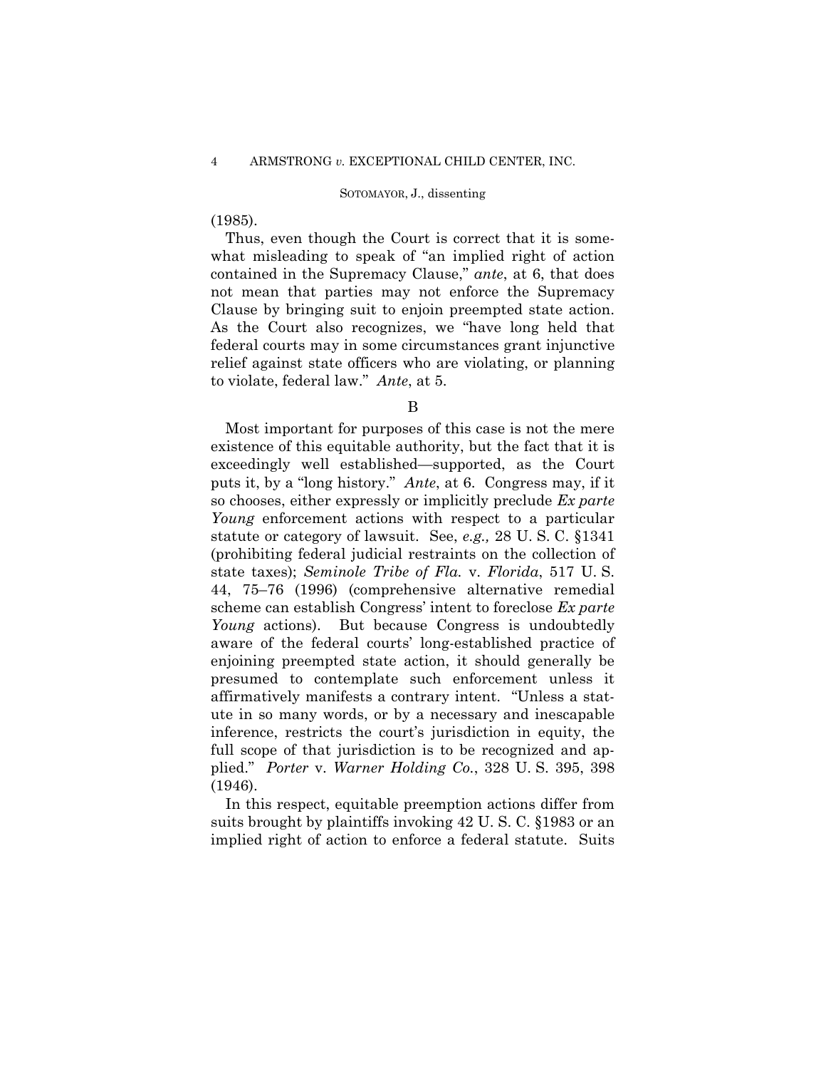(1985).

Thus, even though the Court is correct that it is somewhat misleading to speak of "an implied right of action contained in the Supremacy Clause," *ante*, at 6, that does not mean that parties may not enforce the Supremacy Clause by bringing suit to enjoin preempted state action. As the Court also recognizes, we "have long held that federal courts may in some circumstances grant injunctive relief against state officers who are violating, or planning to violate, federal law." *Ante*, at 5.

B

Most important for purposes of this case is not the mere existence of this equitable authority, but the fact that it is exceedingly well established—supported, as the Court puts it, by a "long history." *Ante*, at 6. Congress may, if it so chooses, either expressly or implicitly preclude *Ex parte Young* enforcement actions with respect to a particular statute or category of lawsuit. See, *e.g.,* 28 U. S. C. §1341 (prohibiting federal judicial restraints on the collection of state taxes); *Seminole Tribe of Fla.* v. *Florida*, 517 U. S. 44, 75–76 (1996) (comprehensive alternative remedial scheme can establish Congress' intent to foreclose *Ex parte Young* actions). But because Congress is undoubtedly aware of the federal courts' long-established practice of enjoining preempted state action, it should generally be presumed to contemplate such enforcement unless it affirmatively manifests a contrary intent. "Unless a statute in so many words, or by a necessary and inescapable inference, restricts the court's jurisdiction in equity, the full scope of that jurisdiction is to be recognized and applied." *Porter* v. *Warner Holding Co.*, 328 U. S. 395, 398 (1946).

In this respect, equitable preemption actions differ from suits brought by plaintiffs invoking 42 U. S. C. §1983 or an implied right of action to enforce a federal statute. Suits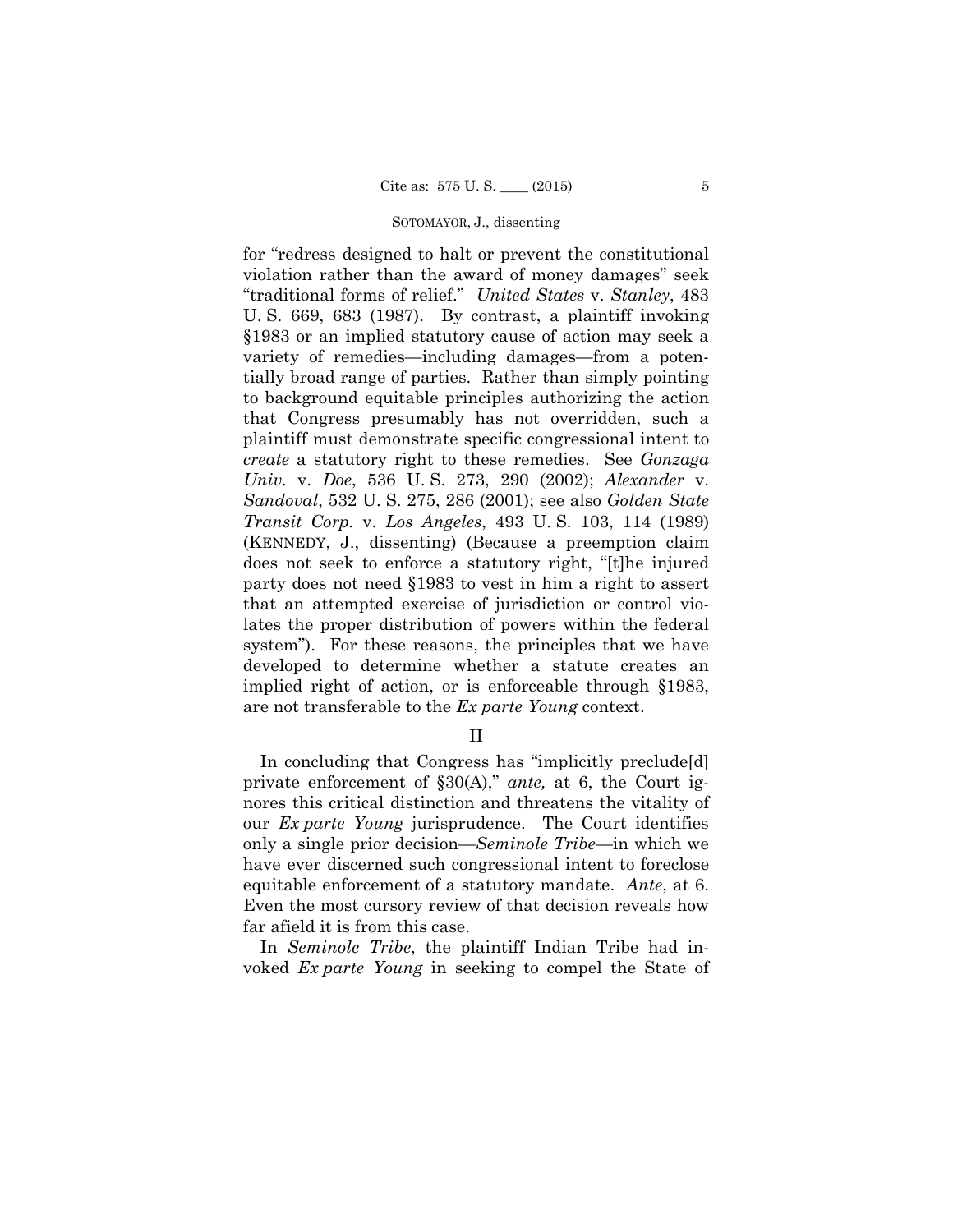for "redress designed to halt or prevent the constitutional violation rather than the award of money damages" seek "traditional forms of relief." *United States* v. *Stanley*, 483 U. S. 669, 683 (1987). By contrast, a plaintiff invoking §1983 or an implied statutory cause of action may seek a variety of remedies—including damages—from a potentially broad range of parties. Rather than simply pointing to background equitable principles authorizing the action that Congress presumably has not overridden, such a plaintiff must demonstrate specific congressional intent to *create* a statutory right to these remedies. See *Gonzaga Univ.* v. *Doe*, 536 U. S. 273, 290 (2002); *Alexander* v. *Sandoval*, 532 U. S. 275, 286 (2001); see also *Golden State Transit Corp.* v. *Los Angeles*, 493 U. S. 103, 114 (1989) (KENNEDY, J., dissenting) (Because a preemption claim does not seek to enforce a statutory right, "[t]he injured party does not need §1983 to vest in him a right to assert that an attempted exercise of jurisdiction or control violates the proper distribution of powers within the federal system"). For these reasons, the principles that we have developed to determine whether a statute creates an implied right of action, or is enforceable through §1983, are not transferable to the *Ex parte Young* context.

## II

In concluding that Congress has "implicitly preclude[d] private enforcement of §30(A)," *ante,* at 6, the Court ignores this critical distinction and threatens the vitality of our *Ex parte Young* jurisprudence. The Court identifies only a single prior decision—*Seminole Tribe*—in which we have ever discerned such congressional intent to foreclose equitable enforcement of a statutory mandate. *Ante*, at 6. Even the most cursory review of that decision reveals how far afield it is from this case.

In *Seminole Tribe*, the plaintiff Indian Tribe had invoked *Ex parte Young* in seeking to compel the State of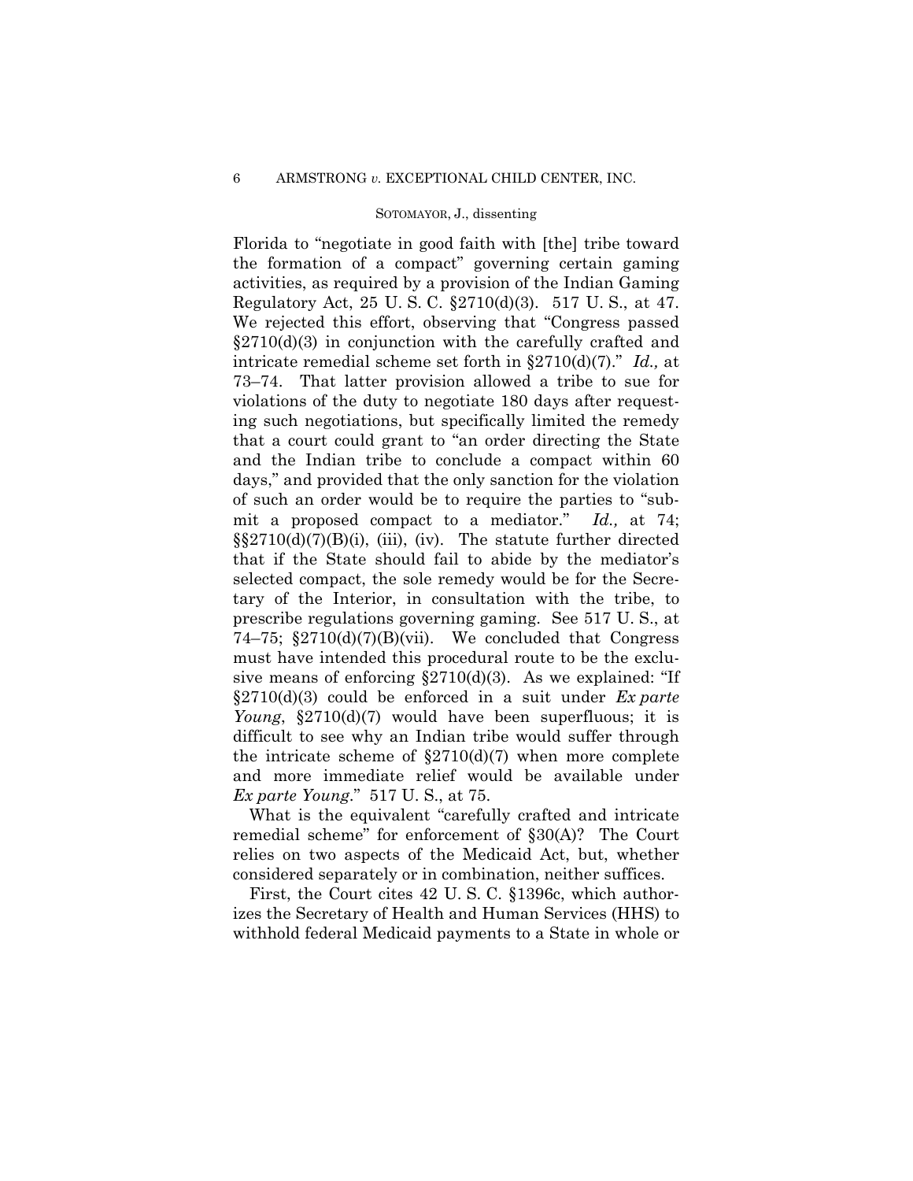Florida to "negotiate in good faith with [the] tribe toward the formation of a compact" governing certain gaming activities, as required by a provision of the Indian Gaming Regulatory Act, 25 U. S. C. §2710(d)(3). 517 U. S., at 47. We rejected this effort, observing that "Congress passed §2710(d)(3) in conjunction with the carefully crafted and intricate remedial scheme set forth in §2710(d)(7)." *Id.,* at 73–74. That latter provision allowed a tribe to sue for violations of the duty to negotiate 180 days after requesting such negotiations, but specifically limited the remedy that a court could grant to "an order directing the State and the Indian tribe to conclude a compact within 60 days," and provided that the only sanction for the violation of such an order would be to require the parties to "submit a proposed compact to a mediator." *Id.,* at 74; §§2710(d)(7)(B)(i), (iii), (iv). The statute further directed that if the State should fail to abide by the mediator's selected compact, the sole remedy would be for the Secretary of the Interior, in consultation with the tribe, to prescribe regulations governing gaming. See 517 U. S., at 74–75; §2710(d)(7)(B)(vii). We concluded that Congress must have intended this procedural route to be the exclusive means of enforcing §2710(d)(3). As we explained: "If §2710(d)(3) could be enforced in a suit under *Ex parte Young*, §2710(d)(7) would have been superfluous; it is difficult to see why an Indian tribe would suffer through the intricate scheme of §2710(d)(7) when more complete and more immediate relief would be available under *Ex parte Young*." 517 U. S., at 75.

What is the equivalent "carefully crafted and intricate remedial scheme" for enforcement of §30(A)? The Court relies on two aspects of the Medicaid Act, but, whether considered separately or in combination, neither suffices.

First, the Court cites 42 U. S. C. §1396c, which authorizes the Secretary of Health and Human Services (HHS) to withhold federal Medicaid payments to a State in whole or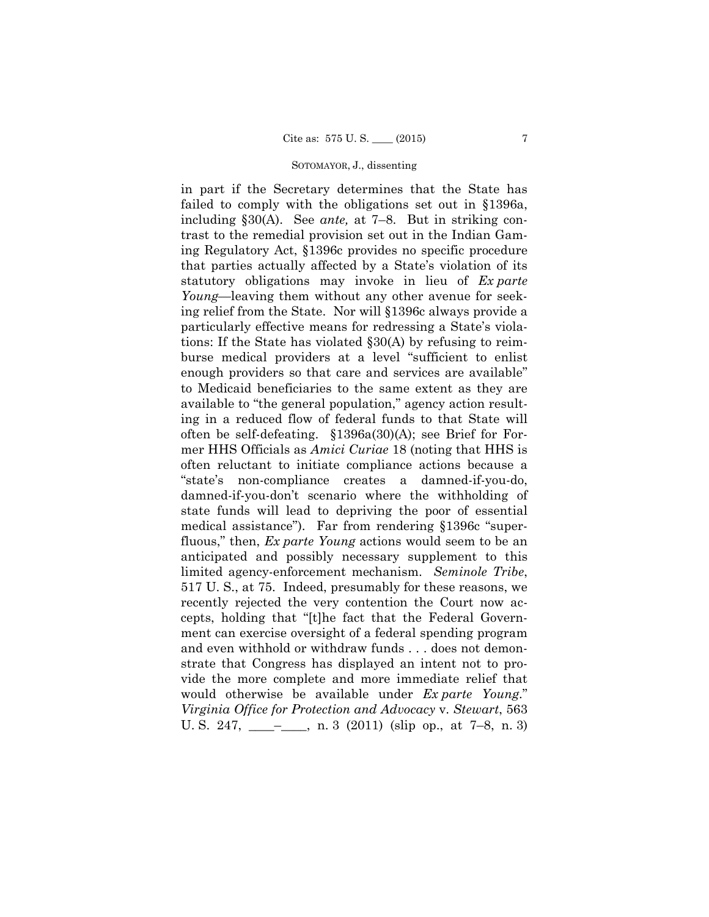in part if the Secretary determines that the State has failed to comply with the obligations set out in §1396a, including §30(A). See *ante,* at 7–8. But in striking contrast to the remedial provision set out in the Indian Gaming Regulatory Act, §1396c provides no specific procedure that parties actually affected by a State's violation of its statutory obligations may invoke in lieu of *Ex parte Young*—leaving them without any other avenue for seeking relief from the State. Nor will §1396c always provide a particularly effective means for redressing a State's violations: If the State has violated §30(A) by refusing to reimburse medical providers at a level "sufficient to enlist enough providers so that care and services are available" to Medicaid beneficiaries to the same extent as they are available to "the general population," agency action resulting in a reduced flow of federal funds to that State will often be self-defeating. §1396a(30)(A); see Brief for Former HHS Officials as *Amici Curiae* 18 (noting that HHS is often reluctant to initiate compliance actions because a "state's non-compliance creates a damned-if-you-do, damned-if-you-don't scenario where the withholding of state funds will lead to depriving the poor of essential medical assistance"). Far from rendering §1396c "superfluous," then, *Ex parte Young* actions would seem to be an anticipated and possibly necessary supplement to this limited agency-enforcement mechanism. *Seminole Tribe*, 517 U. S., at 75. Indeed, presumably for these reasons, we recently rejected the very contention the Court now accepts, holding that "[t]he fact that the Federal Government can exercise oversight of a federal spending program and even withhold or withdraw funds . . . does not demonstrate that Congress has displayed an intent not to provide the more complete and more immediate relief that would otherwise be available under *Ex parte Young*." *Virginia Office for Protection and Advocacy* v. *Stewart*, 563 U. S. 247, \_\_\_\_–\_\_\_\_, n. 3 (2011) (slip op., at 7–8, n. 3)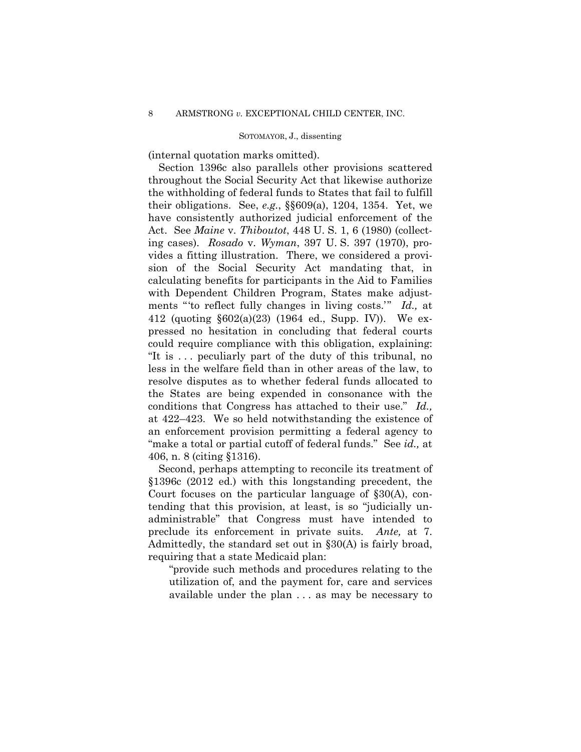(internal quotation marks omitted).

Section 1396c also parallels other provisions scattered throughout the Social Security Act that likewise authorize the withholding of federal funds to States that fail to fulfill their obligations. See, *e.g.*, §§609(a), 1204, 1354. Yet, we have consistently authorized judicial enforcement of the Act. See *Maine* v. *Thiboutot*, 448 U. S. 1, 6 (1980) (collecting cases). *Rosado* v. *Wyman*, 397 U. S. 397 (1970), provides a fitting illustration. There, we considered a provision of the Social Security Act mandating that, in calculating benefits for participants in the Aid to Families with Dependent Children Program, States make adjustments "'to reflect fully changes in living costs.'" *Id.,* at 412 (quoting §602(a)(23) (1964 ed., Supp. IV)). We expressed no hesitation in concluding that federal courts could require compliance with this obligation, explaining: "It is . . . peculiarly part of the duty of this tribunal, no less in the welfare field than in other areas of the law, to resolve disputes as to whether federal funds allocated to the States are being expended in consonance with the conditions that Congress has attached to their use." *Id.,* at 422–423. We so held notwithstanding the existence of an enforcement provision permitting a federal agency to "make a total or partial cutoff of federal funds." See *id.,* at 406, n. 8 (citing §1316).

Second, perhaps attempting to reconcile its treatment of §1396c (2012 ed.) with this longstanding precedent, the Court focuses on the particular language of §30(A), contending that this provision, at least, is so "judicially unadministrable" that Congress must have intended to preclude its enforcement in private suits. *Ante,* at 7. Admittedly, the standard set out in §30(A) is fairly broad, requiring that a state Medicaid plan:

> "provide such methods and procedures relating to the utilization of, and the payment for, care and services available under the plan . . . as may be necessary to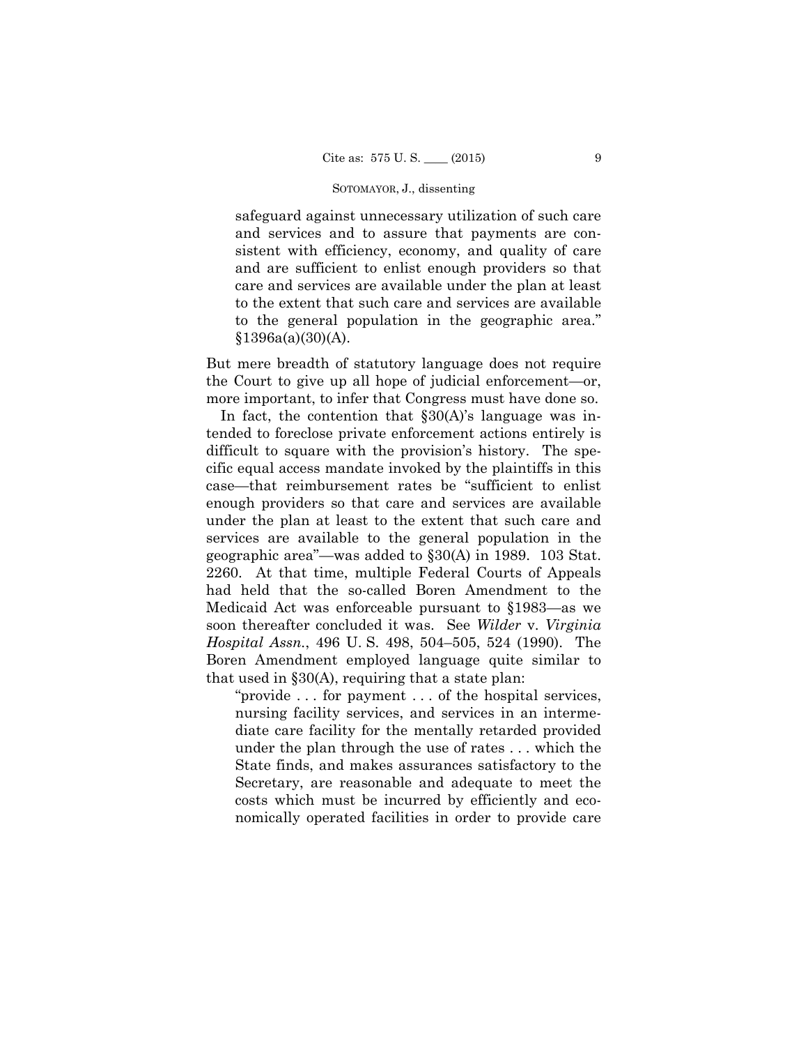> safeguard against unnecessary utilization of such care and services and to assure that payments are consistent with efficiency, economy, and quality of care and are sufficient to enlist enough providers so that care and services are available under the plan at least to the extent that such care and services are available to the general population in the geographic area." §1396a(a)(30)(A).

But mere breadth of statutory language does not require the Court to give up all hope of judicial enforcement—or, more important, to infer that Congress must have done so.

In fact, the contention that §30(A)'s language was intended to foreclose private enforcement actions entirely is difficult to square with the provision's history. The specific equal access mandate invoked by the plaintiffs in this case—that reimbursement rates be "sufficient to enlist enough providers so that care and services are available under the plan at least to the extent that such care and services are available to the general population in the geographic area"—was added to §30(A) in 1989. 103 Stat. 2260. At that time, multiple Federal Courts of Appeals had held that the so-called Boren Amendment to the Medicaid Act was enforceable pursuant to §1983—as we soon thereafter concluded it was. See *Wilder* v. *Virginia Hospital Assn.*, 496 U. S. 498, 504–505, 524 (1990). The Boren Amendment employed language quite similar to that used in §30(A), requiring that a state plan:

> "provide . . . for payment . . . of the hospital services, nursing facility services, and services in an intermediate care facility for the mentally retarded provided under the plan through the use of rates . . . which the State finds, and makes assurances satisfactory to the Secretary, are reasonable and adequate to meet the costs which must be incurred by efficiently and economically operated facilities in order to provide care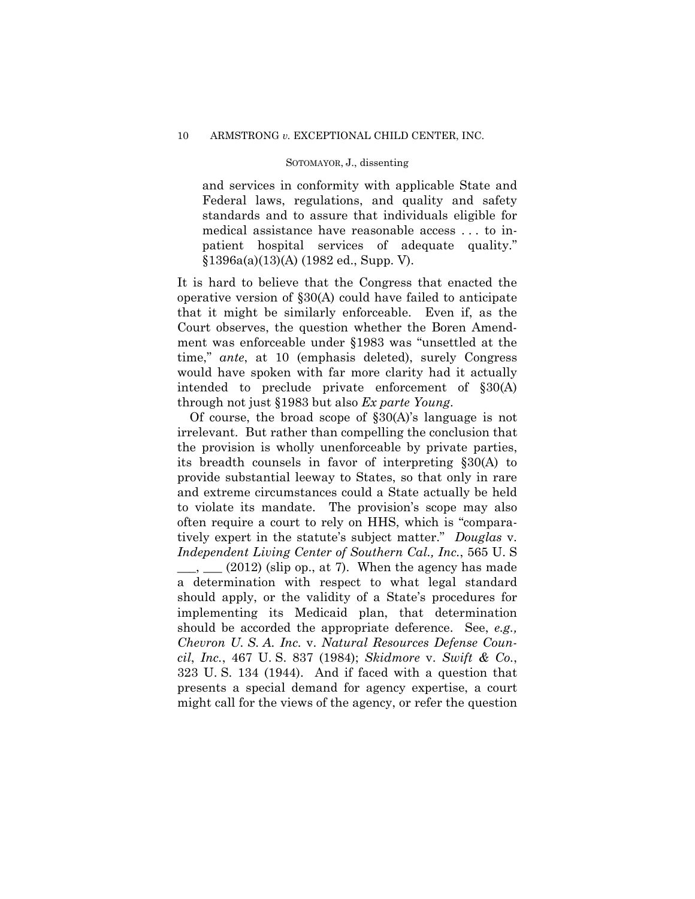> and services in conformity with applicable State and Federal laws, regulations, and quality and safety standards and to assure that individuals eligible for medical assistance have reasonable access . . . to in-patient hospital services of adequate quality." §1396a(a)(13)(A) (1982 ed., Supp. V).

It is hard to believe that the Congress that enacted the operative version of §30(A) could have failed to anticipate that it might be similarly enforceable. Even if, as the Court observes, the question whether the Boren Amendment was enforceable under §1983 was "unsettled at the time," *ante*, at 10 (emphasis deleted), surely Congress would have spoken with far more clarity had it actually intended to preclude private enforcement of §30(A) through not just §1983 but also *Ex parte Young*.

Of course, the broad scope of §30(A)'s language is not irrelevant. But rather than compelling the conclusion that the provision is wholly unenforceable by private parties, its breadth counsels in favor of interpreting §30(A) to provide substantial leeway to States, so that only in rare and extreme circumstances could a State actually be held to violate its mandate. The provision's scope may also often require a court to rely on HHS, which is "comparatively expert in the statute's subject matter." *Douglas* v. *Independent Living Center of Southern Cal., Inc.*, 565 U. S \_\_\_, \_\_\_ (2012) (slip op., at 7). When the agency has made a determination with respect to what legal standard should apply, or the validity of a State's procedures for implementing its Medicaid plan, that determination should be accorded the appropriate deference. See, *e.g., Chevron U. S. A. Inc.* v. *Natural Resources Defense Council*, *Inc.*, 467 U. S. 837 (1984); *Skidmore* v. *Swift & Co.*, 323 U. S. 134 (1944). And if faced with a question that presents a special demand for agency expertise, a court might call for the views of the agency, or refer the question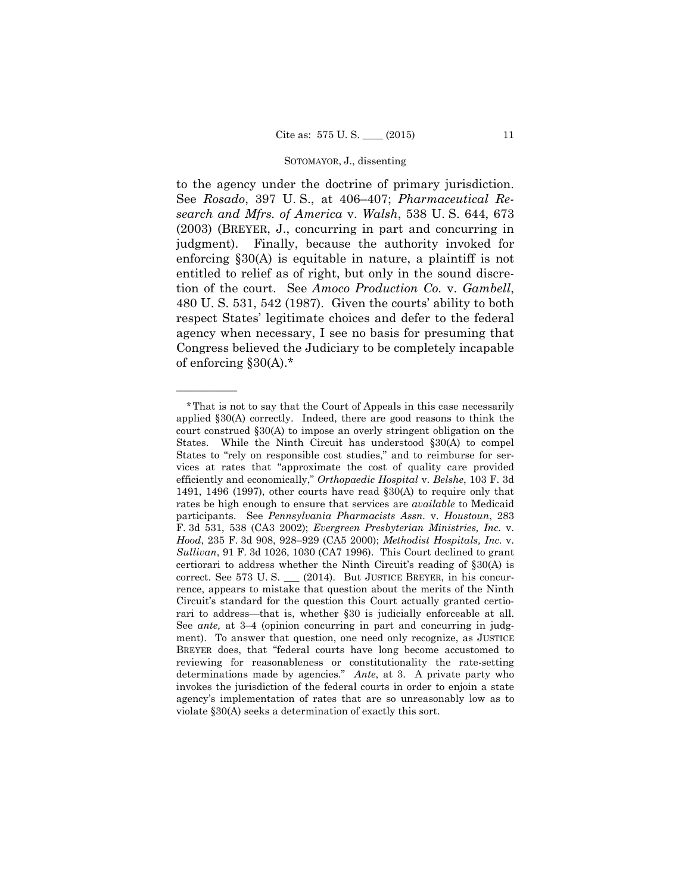to the agency under the doctrine of primary jurisdiction. See *Rosado*, 397 U. S., at 406–407; *Pharmaceutical Research and Mfrs. of America* v. *Walsh*, 538 U. S. 644, 673 (2003) (BREYER, J., concurring in part and concurring in judgment). Finally, because the authority invoked for enforcing §30(A) is equitable in nature, a plaintiff is not entitled to relief as of right, but only in the sound discretion of the court. See *Amoco Production Co.* v. *Gambell*, 480 U. S. 531, 542 (1987). Given the courts' ability to both respect States' legitimate choices and defer to the federal agency when necessary, I see no basis for presuming that Congress believed the Judiciary to be completely incapable of enforcing §30(A).*

---

*That is not to say that the Court of Appeals in this case necessarily applied §30(A) correctly. Indeed, there are good reasons to think the court construed §30(A) to impose an overly stringent obligation on the States. While the Ninth Circuit has understood §30(A) to compel States to "rely on responsible cost studies," and to reimburse for services at rates that "approximate the cost of quality care provided efficiently and economically," *Orthopaedic Hospital* v. *Belshe*, 103 F. 3d 1491, 1496 (1997), other courts have read §30(A) to require only that rates be high enough to ensure that services are *available* to Medicaid participants. See *Pennsylvania Pharmacists Assn.* v. *Houstoun*, 283 F. 3d 531, 538 (CA3 2002); *Evergreen Presbyterian Ministries, Inc.* v. *Hood*, 235 F. 3d 908, 928–929 (CA5 2000); *Methodist Hospitals, Inc.* v. *Sullivan*, 91 F. 3d 1026, 1030 (CA7 1996). This Court declined to grant certiorari to address whether the Ninth Circuit's reading of §30(A) is correct. See 573 U. S. ___ (2014). But JUSTICE BREYER, in his concurrence, appears to mistake that question about the merits of the Ninth Circuit's standard for the question this Court actually granted certiorari to address—that is, whether §30 is judicially enforceable at all. See *ante,* at 3–4 (opinion concurring in part and concurring in judgment). To answer that question, one need only recognize, as JUSTICE BREYER does, that "federal courts have long become accustomed to reviewing for reasonableness or constitutionality the rate-setting determinations made by agencies." *Ante*, at 3. A private party who invokes the jurisdiction of the federal courts in order to enjoin a state agency's implementation of rates that are so unreasonably low as to violate §30(A) seeks a determination of exactly this sort.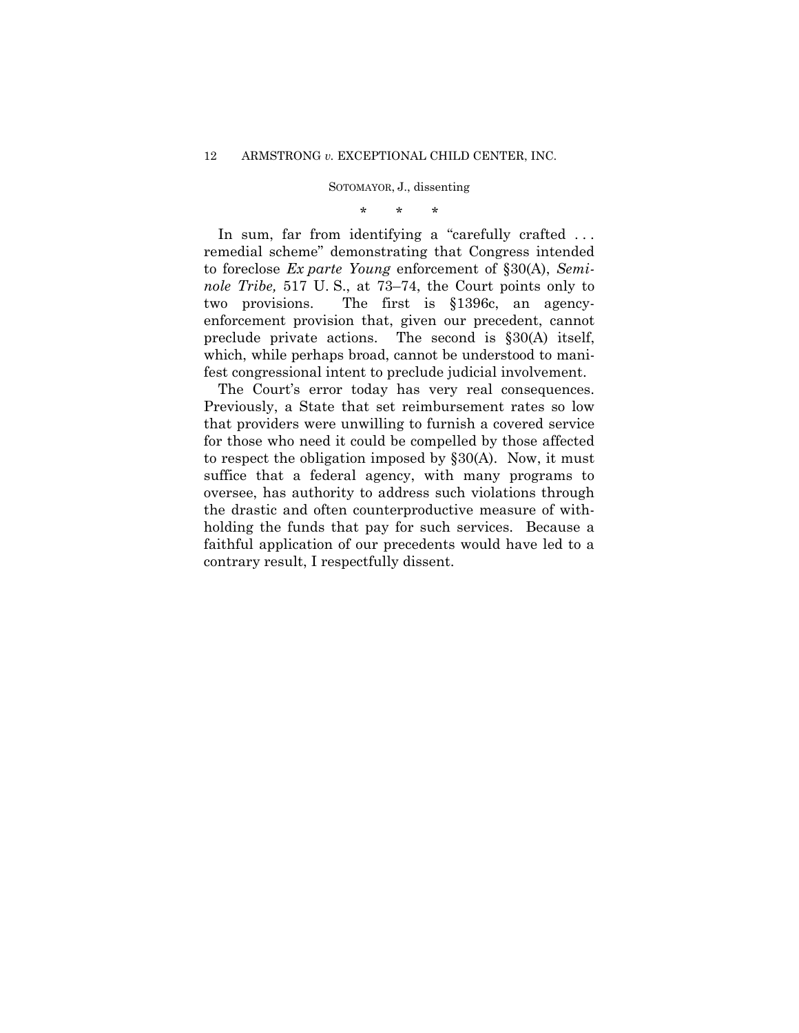\*      \*      \*

In sum, far from identifying a "carefully crafted . . . remedial scheme" demonstrating that Congress intended to foreclose *Ex parte Young* enforcement of §30(A), *Seminole Tribe,* 517 U. S., at 73–74, the Court points only to two provisions. The first is §1396c, an agency-enforcement provision that, given our precedent, cannot preclude private actions. The second is §30(A) itself, which, while perhaps broad, cannot be understood to manifest congressional intent to preclude judicial involvement.

The Court's error today has very real consequences. Previously, a State that set reimbursement rates so low that providers were unwilling to furnish a covered service for those who need it could be compelled by those affected to respect the obligation imposed by §30(A). Now, it must suffice that a federal agency, with many programs to oversee, has authority to address such violations through the drastic and often counterproductive measure of withholding the funds that pay for such services. Because a faithful application of our precedents would have led to a contrary result, I respectfully dissent.